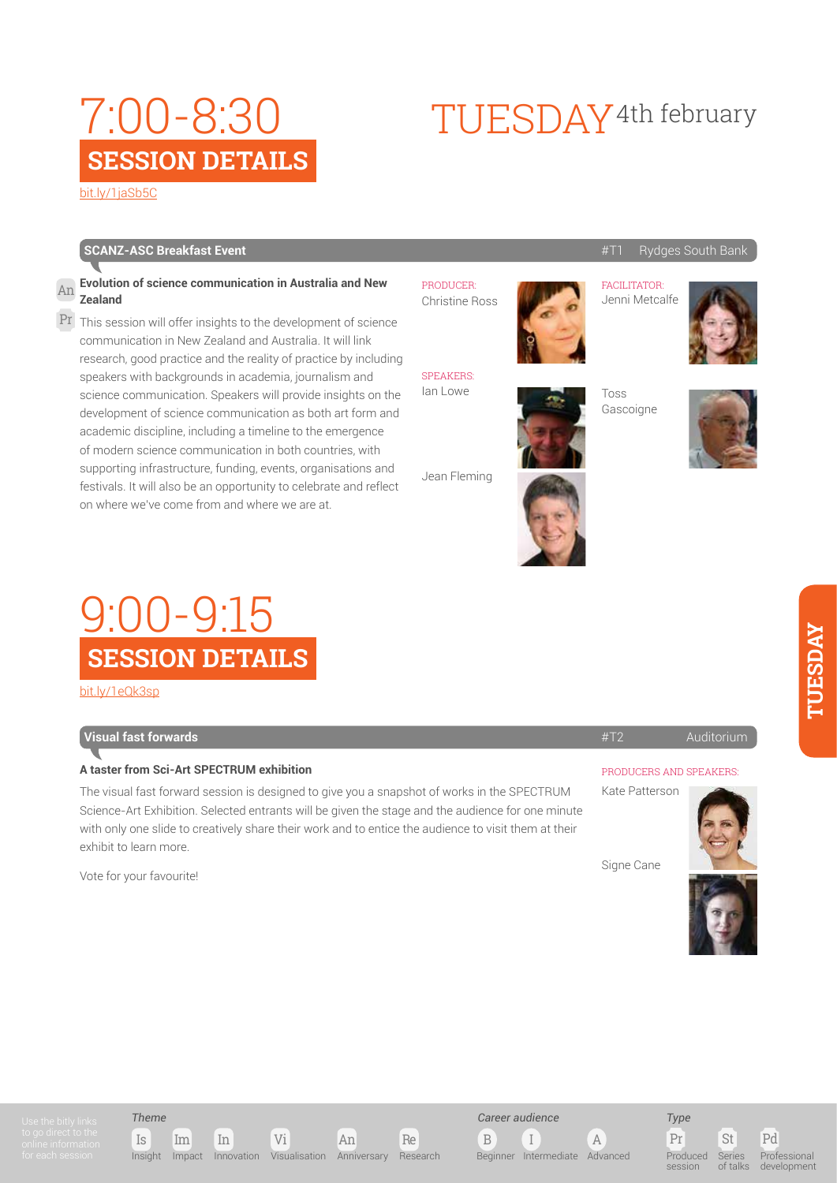# 7:00-8:30 SESSION DETAILS

# TUESDAY 4th february

bit.ly/1jaSb5C

## SCANZ-ASC Breakfast Event

#T1 Rydges South Bank

An Pr

### Evolution of science communication in Australia and New Zealand

This session will offer insights to the development of science communication in New Zealand and Australia. It will link research, good practice and the reality of practice by including speakers with backgrounds in academia, journalism and science communication. Speakers will provide insights on the development of science communication as both art form and academic discipline, including a timeline to the emergence of modern science communication in both countries, with supporting infrastructure, funding, events, organisations and festivals. It will also be an opportunity to celebrate and reflect on where we've come from and where we are at.

PRODUCER:
Christine Ross

FACILITATOR:
Jenni Metcalfe

SPEAKERS:
Ian Lowe

Toss Gascoigne

Jean Fleming

# 9:00-9:15 SESSION DETAILS

bit.ly/1eQk3sp

## Visual fast forwards

#T2 Auditorium

### A taster from Sci-Art SPECTRUM exhibition

The visual fast forward session is designed to give you a snapshot of works in the SPECTRUM Science-Art Exhibition. Selected entrants will be given the stage and the audience for one minute with only one slide to creatively share their work and to entice the audience to visit them at their exhibit to learn more.

Vote for your favourite!

PRODUCERS AND SPEAKERS:
Kate Patterson

Signe Cane

---

Use the bitly links to go direct to the online information for each session

*Theme*: Is Insight, Im Impact, In Innovation, Vi Visualisation, An Anniversary, Re Research

*Career audience*: B Beginner, I Intermediate, A Advanced

*Type*: Pr Produced session, St Series of talks, Pd Professional development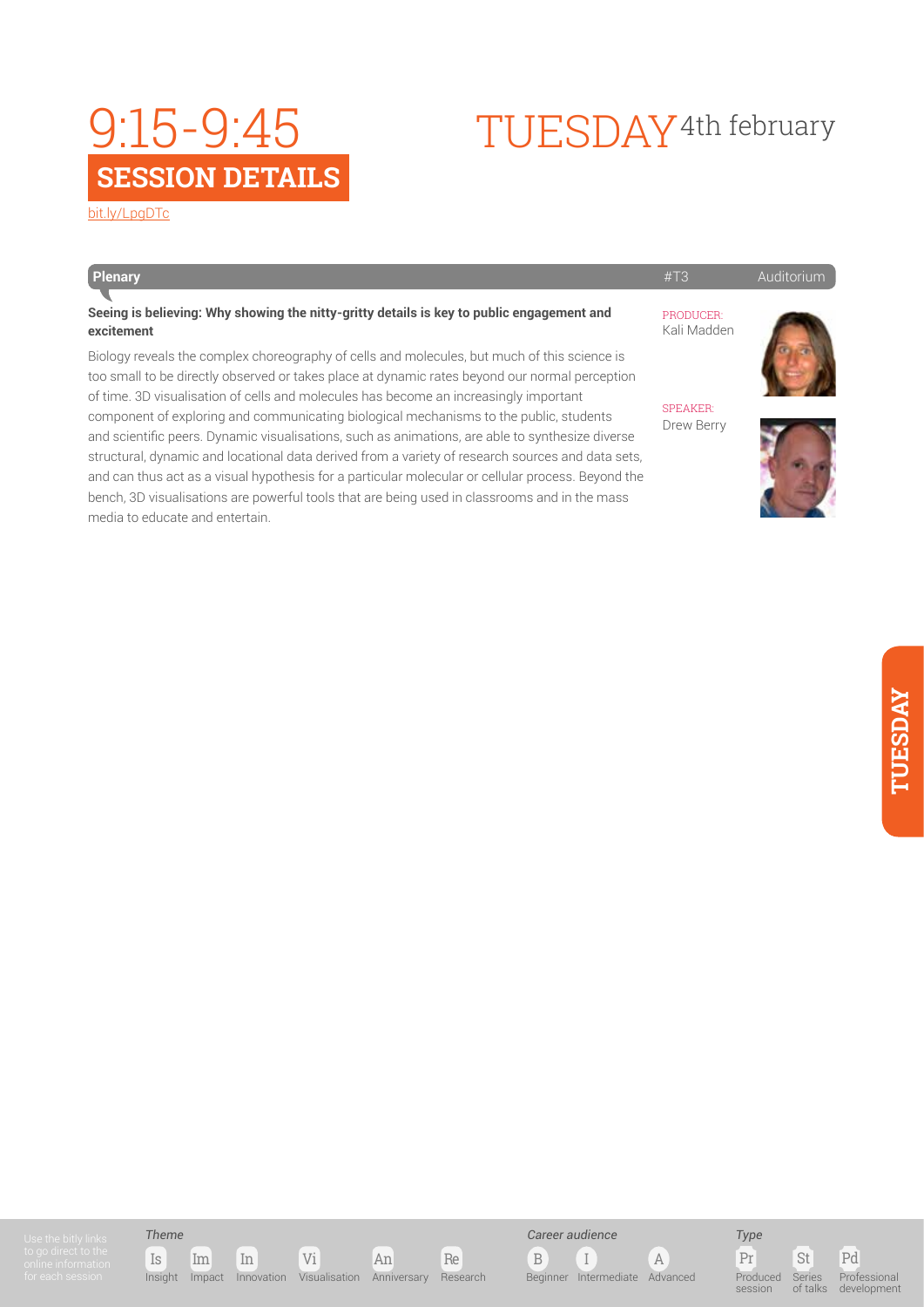# 9:15-9:45

## SESSION DETAILS

[bit.ly/LpgDTc](bit.ly/LpgDTc)

# TUESDAY 4th february

**Plenary** | #T3 | Auditorium

**Seeing is believing: Why showing the nitty-gritty details is key to public engagement and excitement**

Biology reveals the complex choreography of cells and molecules, but much of this science is too small to be directly observed or takes place at dynamic rates beyond our normal perception of time. 3D visualisation of cells and molecules has become an increasingly important component of exploring and communicating biological mechanisms to the public, students and scientific peers. Dynamic visualisations, such as animations, are able to synthesize diverse structural, dynamic and locational data derived from a variety of research sources and data sets, and can thus act as a visual hypothesis for a particular molecular or cellular process. Beyond the bench, 3D visualisations are powerful tools that are being used in classrooms and in the mass media to educate and entertain.

PRODUCER:
Kali Madden

SPEAKER:
Drew Berry

Use the bitly links to go direct to the online information for each session

*Theme*
Is Insight | Im Impact | In Innovation | Vi Visualisation | An Anniversary | Re Research

*Career audience*
B Beginner | I Intermediate | A Advanced

*Type*
Pr Produced session | St Series of talks | Pd Professional development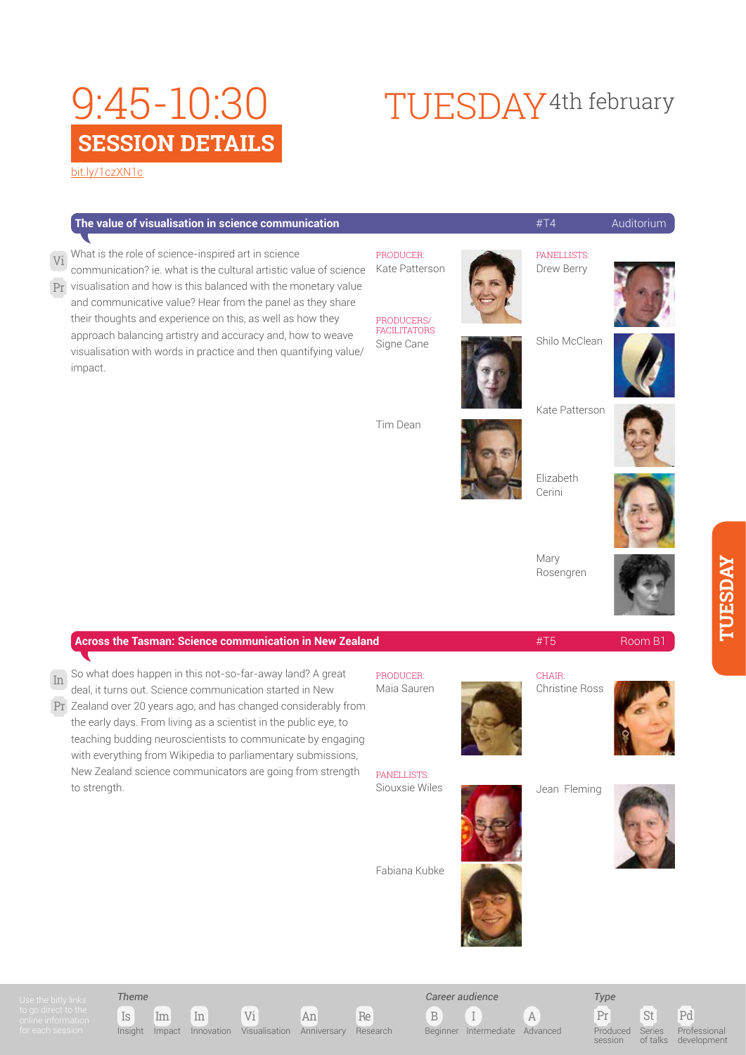# 9:45-10:30

## SESSION DETAILS

bit.ly/1czXN1c

# TUESDAY 4th february

## The value of visualisation in science communication

#T4 — Auditorium

Vi Pr

What is the role of science-inspired art in science communication? ie. what is the cultural artistic value of science visualisation and how is this balanced with the monetary value and communicative value? Hear from the panel as they share their thoughts and experience on this, as well as how they approach balancing artistry and accuracy and, how to weave visualisation with words in practice and then quantifying value/ impact.

PRODUCER:
Kate Patterson

PRODUCERS/ FACILITATORS
Signe Cane

Tim Dean

PANELLISTS:
Drew Berry

Shilo McClean

Kate Patterson

Elizabeth Cerini

Mary Rosengren

## Across the Tasman: Science communication in New Zealand

#T5 — Room B1

In Pr

So what does happen in this not-so-far-away land? A great deal, it turns out. Science communication started in New Zealand over 20 years ago, and has changed considerably from the early days. From living as a scientist in the public eye, to teaching budding neuroscientists to communicate by engaging with everything from Wikipedia to parliamentary submissions, New Zealand science communicators are going from strength to strength.

PRODUCER:
Maia Sauren

PANELLISTS:
Siouxsie Wiles

Fabiana Kubke

CHAIR:
Christine Ross

Jean Fleming

---

Use the bitly links to go direct to the online information for each session

*Theme*: Is Insight, Im Impact, In Innovation, Vi Visualisation, An Anniversary, Re Research

*Career audience*: B Beginner, I Intermediate, A Advanced

*Type*: Pr Produced session, St Series of talks, Pd Professional development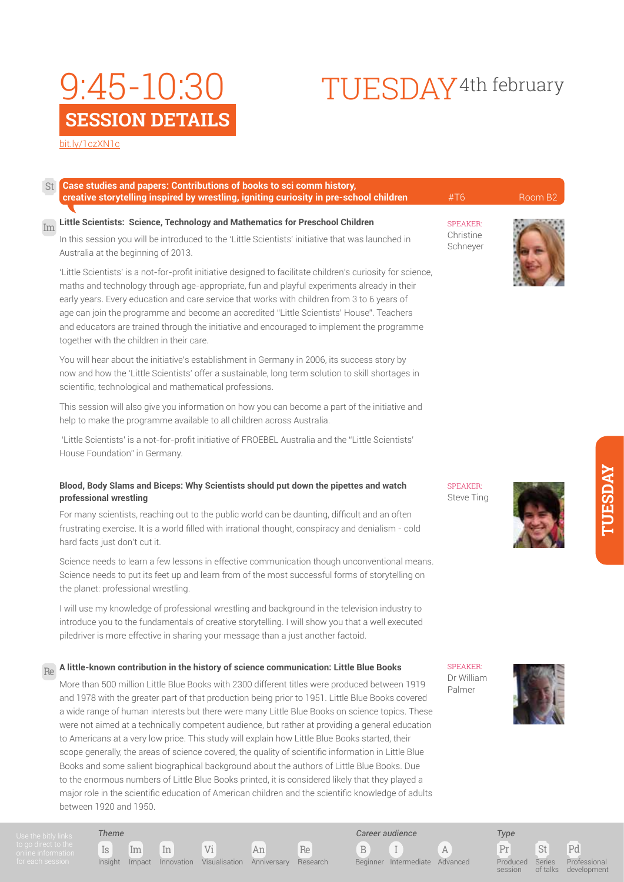# 9:45-10:30 TUESDAY 4th february

## SESSION DETAILS

bit.ly/1czXN1c

St **Case studies and papers: Contributions of books to sci comm history, creative storytelling inspired by wrestling, igniting curiosity in pre-school children** #T6 Room B2

### Im Little Scientists: Science, Technology and Mathematics for Preschool Children

SPEAKER: Christine Schneyer

In this session you will be introduced to the 'Little Scientists' initiative that was launched in Australia at the beginning of 2013.

'Little Scientists' is a not-for-profit initiative designed to facilitate children's curiosity for science, maths and technology through age-appropriate, fun and playful experiments already in their early years. Every education and care service that works with children from 3 to 6 years of age can join the programme and become an accredited "Little Scientists' House". Teachers and educators are trained through the initiative and encouraged to implement the programme together with the children in their care.

You will hear about the initiative's establishment in Germany in 2006, its success story by now and how the 'Little Scientists' offer a sustainable, long term solution to skill shortages in scientific, technological and mathematical professions.

This session will also give you information on how you can become a part of the initiative and help to make the programme available to all children across Australia.

'Little Scientists' is a not-for-profit initiative of FROEBEL Australia and the "Little Scientists' House Foundation" in Germany.

### Blood, Body Slams and Biceps: Why Scientists should put down the pipettes and watch professional wrestling

SPEAKER: Steve Ting

For many scientists, reaching out to the public world can be daunting, difficult and an often frustrating exercise. It is a world filled with irrational thought, conspiracy and denialism - cold hard facts just don't cut it.

Science needs to learn a few lessons in effective communication though unconventional means. Science needs to put its feet up and learn from of the most successful forms of storytelling on the planet: professional wrestling.

I will use my knowledge of professional wrestling and background in the television industry to introduce you to the fundamentals of creative storytelling. I will show you that a well executed piledriver is more effective in sharing your message than a just another factoid.

### Re A little-known contribution in the history of science communication: Little Blue Books

SPEAKER: Dr William Palmer

More than 500 million Little Blue Books with 2300 different titles were produced between 1919 and 1978 with the greater part of that production being prior to 1951. Little Blue Books covered a wide range of human interests but there were many Little Blue Books on science topics. These were not aimed at a technically competent audience, but rather at providing a general education to Americans at a very low price. This study will explain how Little Blue Books started, their scope generally, the areas of science covered, the quality of scientific information in Little Blue Books and some salient biographical background about the authors of Little Blue Books. Due to the enormous numbers of Little Blue Books printed, it is considered likely that they played a major role in the scientific education of American children and the scientific knowledge of adults between 1920 and 1950.

---

Use the bitly links to go direct to the online information for each session

*Theme*: Is Insight, Im Impact, In Innovation, Vi Visualisation, An Anniversary, Re Research

*Career audience*: B Beginner, I Intermediate, A Advanced

*Type*: Pr Produced session, St Series of talks, Pd Professional development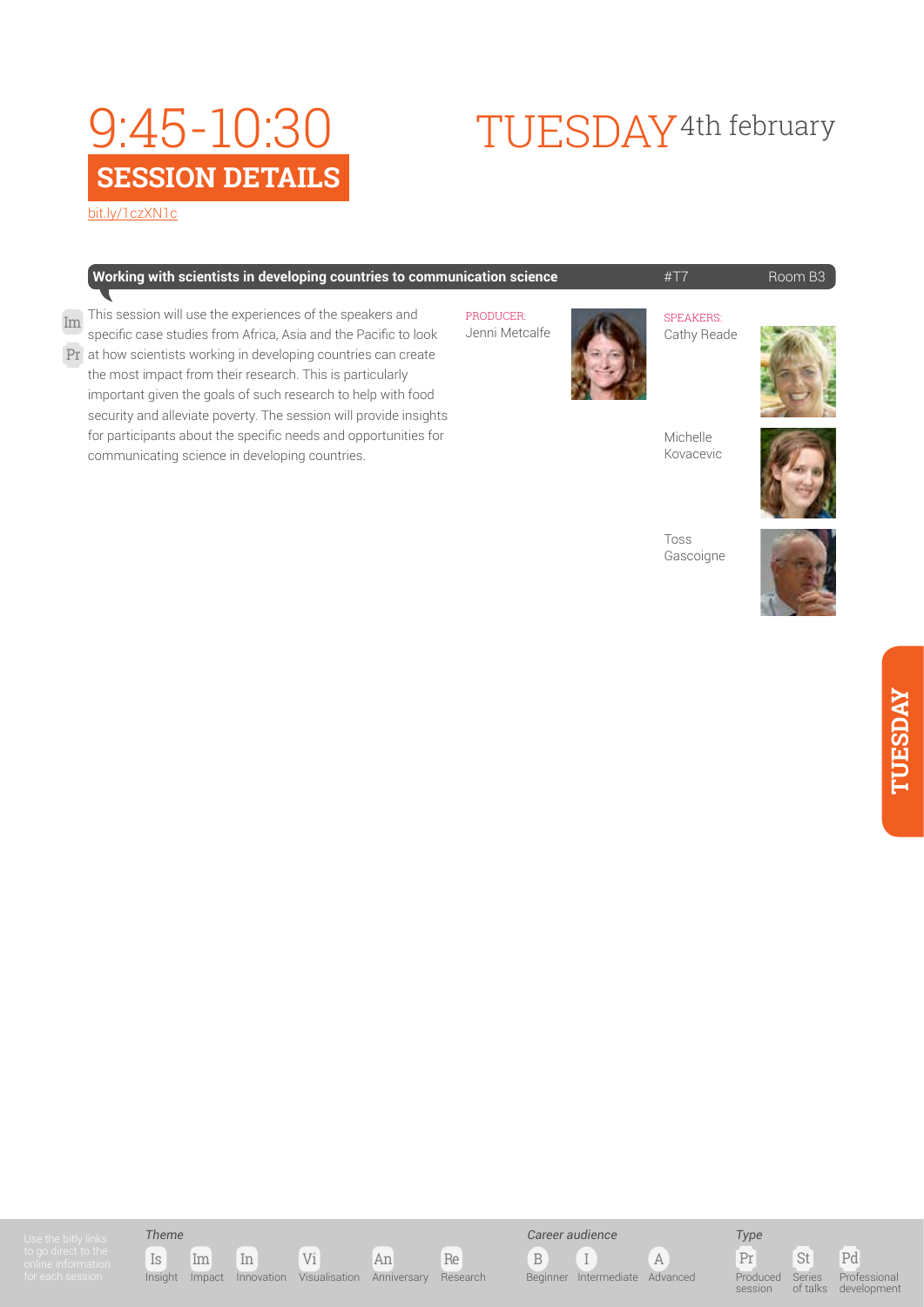# 9:45-10:30

## SESSION DETAILS

bit.ly/1czXN1c

# TUESDAY 4th february

**Working with scientists in developing countries to communication science** #T7 Room B3

Im Pr

This session will use the experiences of the speakers and specific case studies from Africa, Asia and the Pacific to look at how scientists working in developing countries can create the most impact from their research. This is particularly important given the goals of such research to help with food security and alleviate poverty. The session will provide insights for participants about the specific needs and opportunities for communicating science in developing countries.

PRODUCER:
Jenni Metcalfe

SPEAKERS:
Cathy Reade

Michelle Kovacevic

Toss Gascoigne

TUESDAY

Use the bitly links to go direct to the online information for each session

*Theme*
Is Insight | Im Impact | In Innovation | Vi Visualisation | An Anniversary | Re Research

*Career audience*
B Beginner | I Intermediate | A Advanced

*Type*
Pr Produced session | St Series of talks | Pd Professional development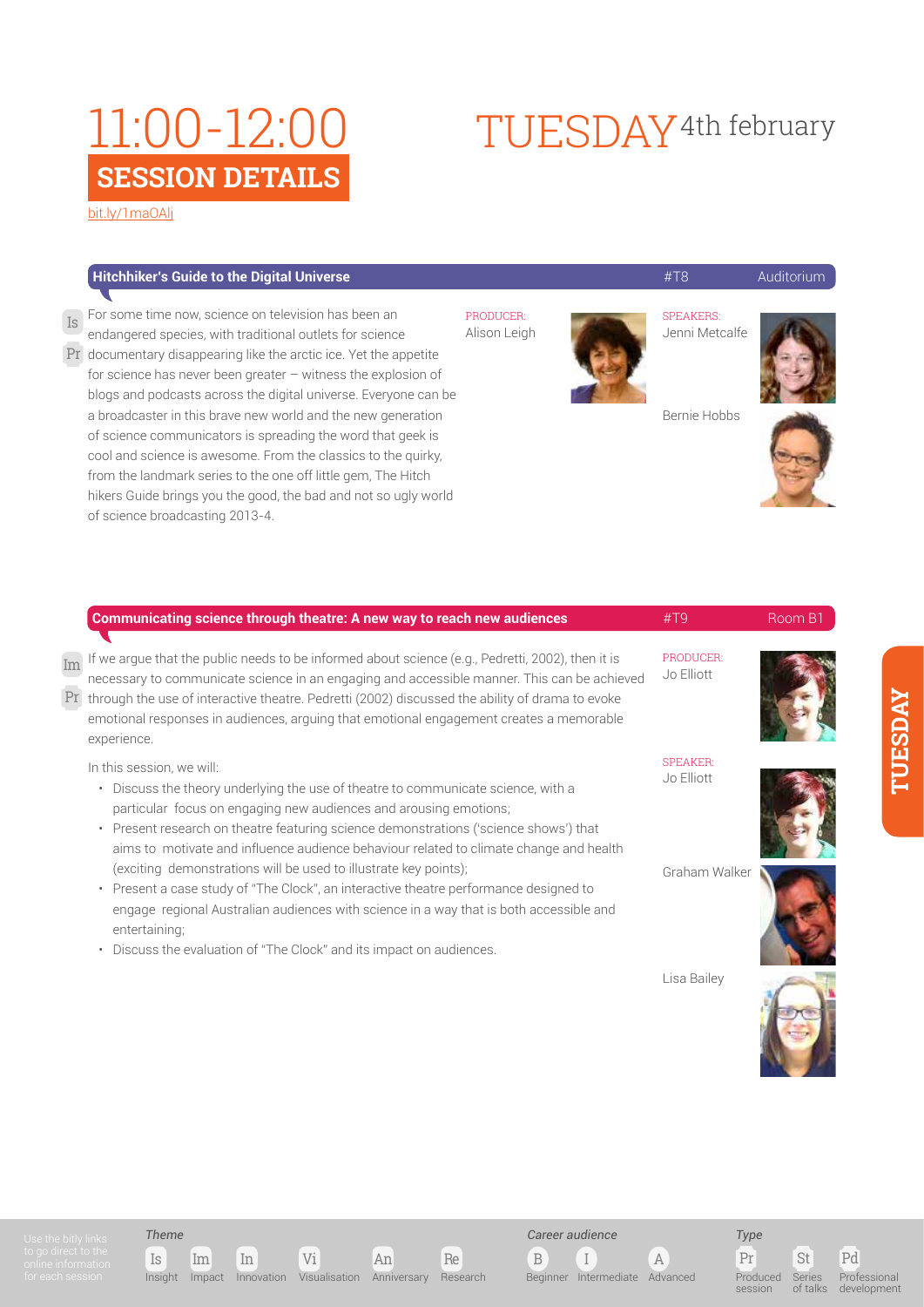# 11:00-12:00 SESSION DETAILS

# TUESDAY 4th february

bit.ly/1maOAlj

## Hitchhiker's Guide to the Digital Universe

#T8 — Auditorium

Is Pr

For some time now, science on television has been an endangered species, with traditional outlets for science documentary disappearing like the arctic ice. Yet the appetite for science has never been greater – witness the explosion of blogs and podcasts across the digital universe. Everyone can be a broadcaster in this brave new world and the new generation of science communicators is spreading the word that geek is cool and science is awesome. From the classics to the quirky, from the landmark series to the one off little gem, The Hitch hikers Guide brings you the good, the bad and not so ugly world of science broadcasting 2013-4.

PRODUCER:
Alison Leigh

SPEAKERS:
Jenni Metcalfe

Bernie Hobbs

## Communicating science through theatre: A new way to reach new audiences

#T9 — Room B1

Im Pr

If we argue that the public needs to be informed about science (e.g., Pedretti, 2002), then it is necessary to communicate science in an engaging and accessible manner. This can be achieved through the use of interactive theatre. Pedretti (2002) discussed the ability of drama to evoke emotional responses in audiences, arguing that emotional engagement creates a memorable experience.

In this session, we will:

- Discuss the theory underlying the use of theatre to communicate science, with a particular focus on engaging new audiences and arousing emotions;
- Present research on theatre featuring science demonstrations ('science shows') that aims to motivate and influence audience behaviour related to climate change and health (exciting demonstrations will be used to illustrate key points);
- Present a case study of "The Clock", an interactive theatre performance designed to engage regional Australian audiences with science in a way that is both accessible and entertaining;
- Discuss the evaluation of "The Clock" and its impact on audiences.

PRODUCER:
Jo Elliott

SPEAKER:
Jo Elliott

Graham Walker

Lisa Bailey

TUESDAY

Use the bitly links to go direct to the online information for each session

*Theme*: Is Insight, Im Impact, In Innovation, Vi Visualisation, An Anniversary, Re Research

*Career audience*: B Beginner, I Intermediate, A Advanced

*Type*: Pr Produced session, St Series of talks, Pd Professional development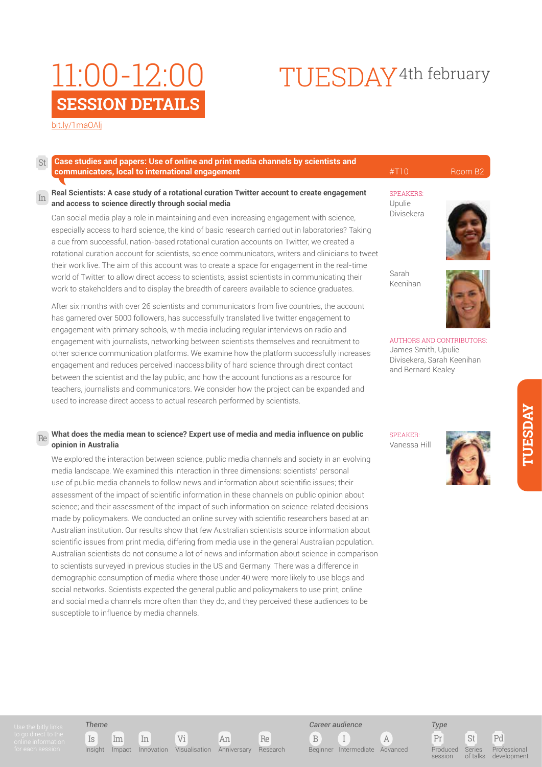# 11:00-12:00 SESSION DETAILS

# TUESDAY 4th february

bit.ly/1maOAlj

## St Case studies and papers: Use of online and print media channels by scientists and communicators, local to international engagement

#T10 Room B2

### In Real Scientists: A case study of a rotational curation Twitter account to create engagement and access to science directly through social media

SPEAKERS:
Upulie Divisekera

Sarah Keenihan

AUTHORS AND CONTRIBUTORS:
James Smith, Upulie Divisekera, Sarah Keenihan and Bernard Kealey

Can social media play a role in maintaining and even increasing engagement with science, especially access to hard science, the kind of basic research carried out in laboratories? Taking a cue from successful, nation-based rotational curation accounts on Twitter, we created a rotational curation account for scientists, science communicators, writers and clinicians to tweet their work live. The aim of this account was to create a space for engagement in the real-time world of Twitter: to allow direct access to scientists, assist scientists in communicating their work to stakeholders and to display the breadth of careers available to science graduates.

After six months with over 26 scientists and communicators from five countries, the account has garnered over 5000 followers, has successfully translated live twitter engagement to engagement with primary schools, with media including regular interviews on radio and engagement with journalists, networking between scientists themselves and recruitment to other science communication platforms. We examine how the platform successfully increases engagement and reduces perceived inaccessibility of hard science through direct contact between the scientist and the lay public, and how the account functions as a resource for teachers, journalists and communicators. We consider how the project can be expanded and used to increase direct access to actual research performed by scientists.

### Re What does the media mean to science? Expert use of media and media influence on public opinion in Australia

SPEAKER:
Vanessa Hill

We explored the interaction between science, public media channels and society in an evolving media landscape. We examined this interaction in three dimensions: scientists' personal use of public media channels to follow news and information about scientific issues; their assessment of the impact of scientific information in these channels on public opinion about science; and their assessment of the impact of such information on science-related decisions made by policymakers. We conducted an online survey with scientific researchers based at an Australian institution. Our results show that few Australian scientists source information about scientific issues from print media, differing from media use in the general Australian population. Australian scientists do not consume a lot of news and information about science in comparison to scientists surveyed in previous studies in the US and Germany. There was a difference in demographic consumption of media where those under 40 were more likely to use blogs and social networks. Scientists expected the general public and policymakers to use print, online and social media channels more often than they do, and they perceived these audiences to be susceptible to influence by media channels.

Use the bitly links to go direct to the online information for each session

*Theme*: Is Insight · Im Impact · In Innovation · Vi Visualisation · An Anniversary · Re Research

*Career audience*: B Beginner · I Intermediate · A Advanced

*Type*: Pr Produced session · St Series of talks · Pd Professional development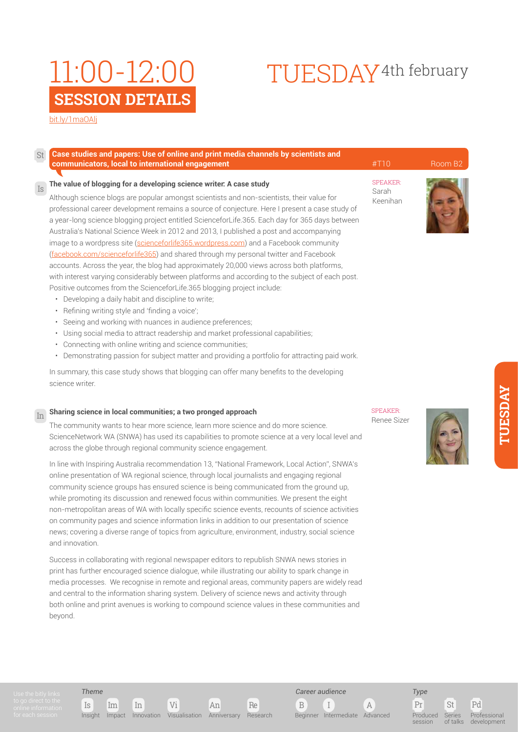# 11:00-12:00 SESSION DETAILS

# TUESDAY 4th february

bit.ly/1maOAlj

St **Case studies and papers: Use of online and print media channels by scientists and communicators, local to international engagement** #T10 Room B2

### Is The value of blogging for a developing science writer: A case study

SPEAKER: Sarah Keenihan

Although science blogs are popular amongst scientists and non-scientists, their value for professional career development remains a source of conjecture. Here I present a case study of a year-long science blogging project entitled ScienceforLife.365. Each day for 365 days between Australia's National Science Week in 2012 and 2013, I published a post and accompanying image to a wordpress site (scienceforlife365.wordpress.com) and a Facebook community (facebook.com/scienceforlife365) and shared through my personal twitter and Facebook accounts. Across the year, the blog had approximately 20,000 views across both platforms, with interest varying considerably between platforms and according to the subject of each post. Positive outcomes from the ScienceforLife.365 blogging project include:

- Developing a daily habit and discipline to write;
- Refining writing style and 'finding a voice';
- Seeing and working with nuances in audience preferences;
- Using social media to attract readership and market professional capabilities;
- Connecting with online writing and science communities;
- Demonstrating passion for subject matter and providing a portfolio for attracting paid work.

In summary, this case study shows that blogging can offer many benefits to the developing science writer.

### In Sharing science in local communities; a two pronged approach

SPEAKER: Renee Sizer

The community wants to hear more science, learn more science and do more science. ScienceNetwork WA (SNWA) has used its capabilities to promote science at a very local level and across the globe through regional community science engagement.

In line with Inspiring Australia recommendation 13, "National Framework, Local Action", SNWA's online presentation of WA regional science, through local journalists and engaging regional community science groups has ensured science is being communicated from the ground up, while promoting its discussion and renewed focus within communities. We present the eight non-metropolitan areas of WA with locally specific science events, accounts of science activities on community pages and science information links in addition to our presentation of science news; covering a diverse range of topics from agriculture, environment, industry, social science and innovation.

Success in collaborating with regional newspaper editors to republish SNWA news stories in print has further encouraged science dialogue, while illustrating our ability to spark change in media processes. We recognise in remote and regional areas, community papers are widely read and central to the information sharing system. Delivery of science news and activity through both online and print avenues is working to compound science values in these communities and beyond.

Use the bitly links to go direct to the online information for each session

*Theme*: Is Insight, Im Impact, In Innovation, Vi Visualisation, An Anniversary, Re Research

*Career audience*: B Beginner, I Intermediate, A Advanced

*Type*: Pr Produced session, St Series of talks, Pd Professional development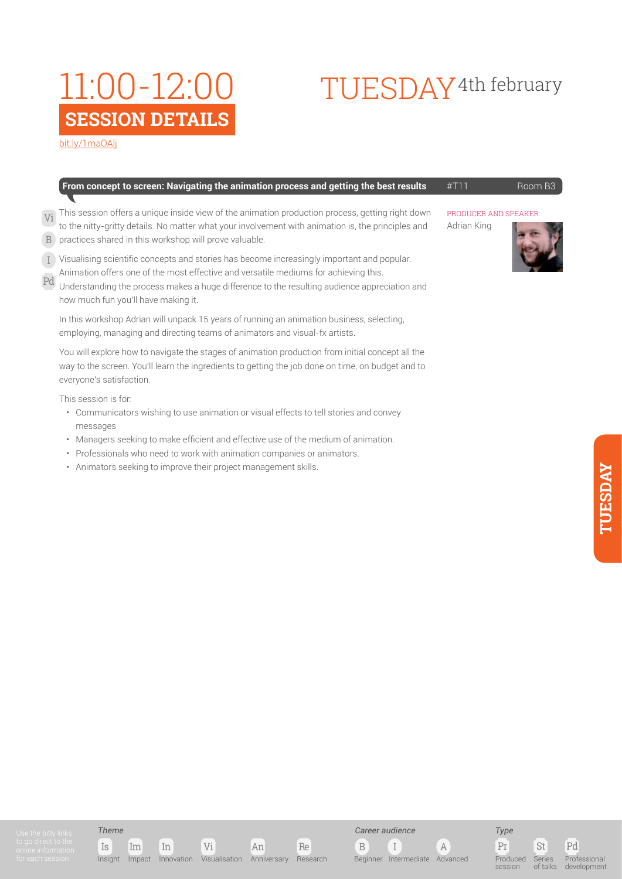# 11:00-12:00 SESSION DETAILS

# TUESDAY 4th february

bit.ly/1maOAlj

## From concept to screen: Navigating the animation process and getting the best results

#T11 Room B3

Vi B I Pd

This session offers a unique inside view of the animation production process, getting right down to the nitty-gritty details. No matter what your involvement with animation is, the principles and practices shared in this workshop will prove valuable.

Visualising scientific concepts and stories has become increasingly important and popular. Animation offers one of the most effective and versatile mediums for achieving this. Understanding the process makes a huge difference to the resulting audience appreciation and how much fun you'll have making it.

In this workshop Adrian will unpack 15 years of running an animation business, selecting, employing, managing and directing teams of animators and visual-fx artists.

You will explore how to navigate the stages of animation production from initial concept all the way to the screen. You'll learn the ingredients to getting the job done on time, on budget and to everyone's satisfaction.

This session is for:

- Communicators wishing to use animation or visual effects to tell stories and convey messages
- Managers seeking to make efficient and effective use of the medium of animation.
- Professionals who need to work with animation companies or animators.
- Animators seeking to improve their project management skills.

PRODUCER AND SPEAKER:

Adrian King

TUESDAY

Use the bitly links to go direct to the online information for each session

*Theme*

Is Insight, Im Impact, In Innovation, Vi Visualisation, An Anniversary, Re Research

*Career audience*

B Beginner, I Intermediate, A Advanced

*Type*

Pr Produced session, St Series of talks, Pd Professional development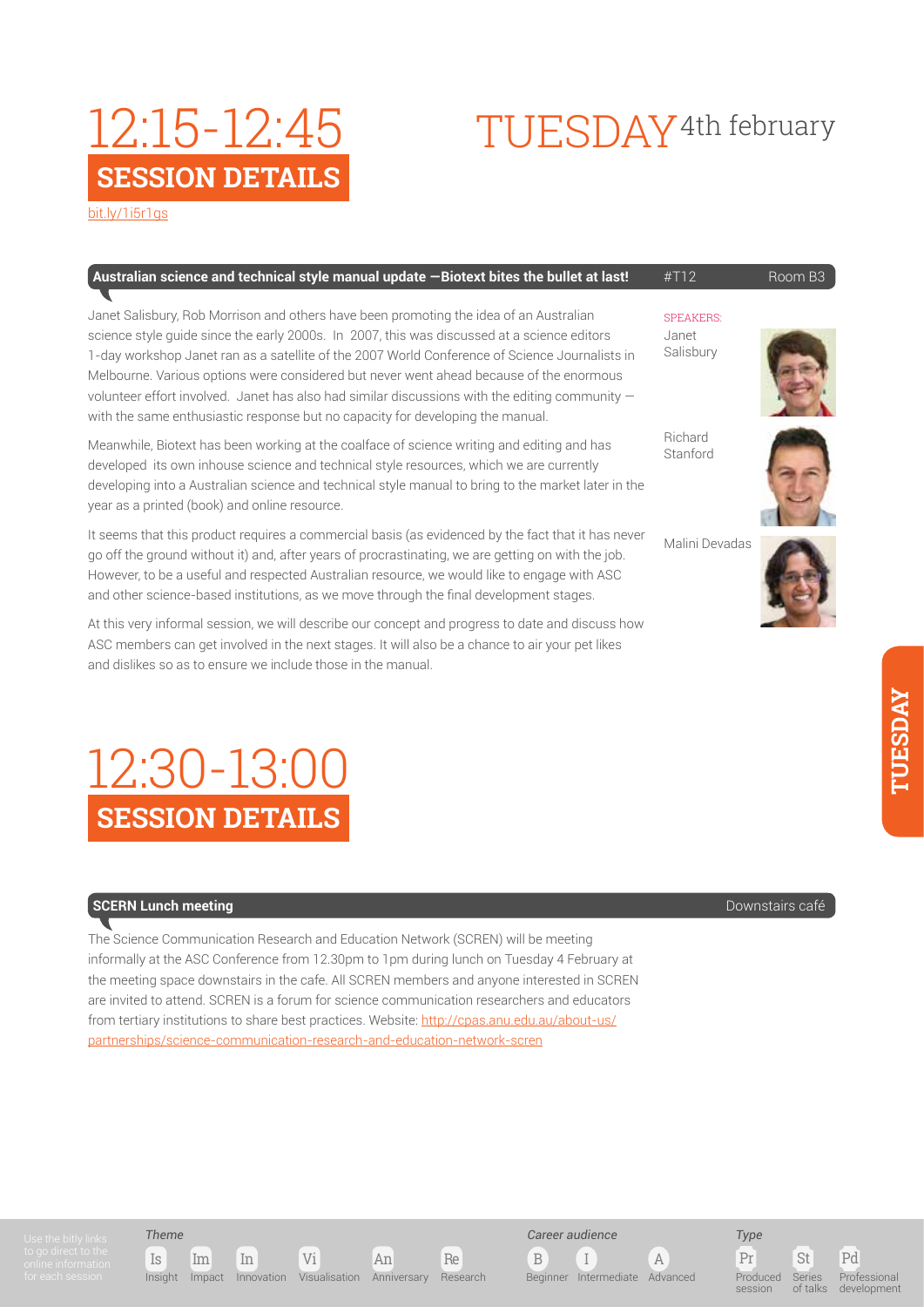# 12:15-12:45

# TUESDAY 4th february

## SESSION DETAILS

bit.ly/1i5r1gs

### Australian science and technical style manual update —Biotext bites the bullet at last!

#T12 Room B3

SPEAKERS:
Janet Salisbury
Richard Stanford
Malini Devadas

Janet Salisbury, Rob Morrison and others have been promoting the idea of an Australian science style guide since the early 2000s. In 2007, this was discussed at a science editors 1-day workshop Janet ran as a satellite of the 2007 World Conference of Science Journalists in Melbourne. Various options were considered but never went ahead because of the enormous volunteer effort involved. Janet has also had similar discussions with the editing community — with the same enthusiastic response but no capacity for developing the manual.

Meanwhile, Biotext has been working at the coalface of science writing and editing and has developed its own inhouse science and technical style resources, which we are currently developing into a Australian science and technical style manual to bring to the market later in the year as a printed (book) and online resource.

It seems that this product requires a commercial basis (as evidenced by the fact that it has never go off the ground without it) and, after years of procrastinating, we are getting on with the job. However, to be a useful and respected Australian resource, we would like to engage with ASC and other science-based institutions, as we move through the final development stages.

At this very informal session, we will describe our concept and progress to date and discuss how ASC members can get involved in the next stages. It will also be a chance to air your pet likes and dislikes so as to ensure we include those in the manual.

# 12:30-13:00

## SESSION DETAILS

### SCERN Lunch meeting

Downstairs café

The Science Communication Research and Education Network (SCREN) will be meeting informally at the ASC Conference from 12.30pm to 1pm during lunch on Tuesday 4 February at the meeting space downstairs in the cafe. All SCREN members and anyone interested in SCREN are invited to attend. SCREN is a forum for science communication researchers and educators from tertiary institutions to share best practices. Website: http://cpas.anu.edu.au/about-us/partnerships/science-communication-research-and-education-network-scren

Use the bitly links to go direct to the online information for each session

*Theme*: Is Insight, Im Impact, In Innovation, Vi Visualisation, An Anniversary, Re Research

*Career audience*: B Beginner, I Intermediate, A Advanced

*Type*: Pr Produced session, St Series of talks, Pd Professional development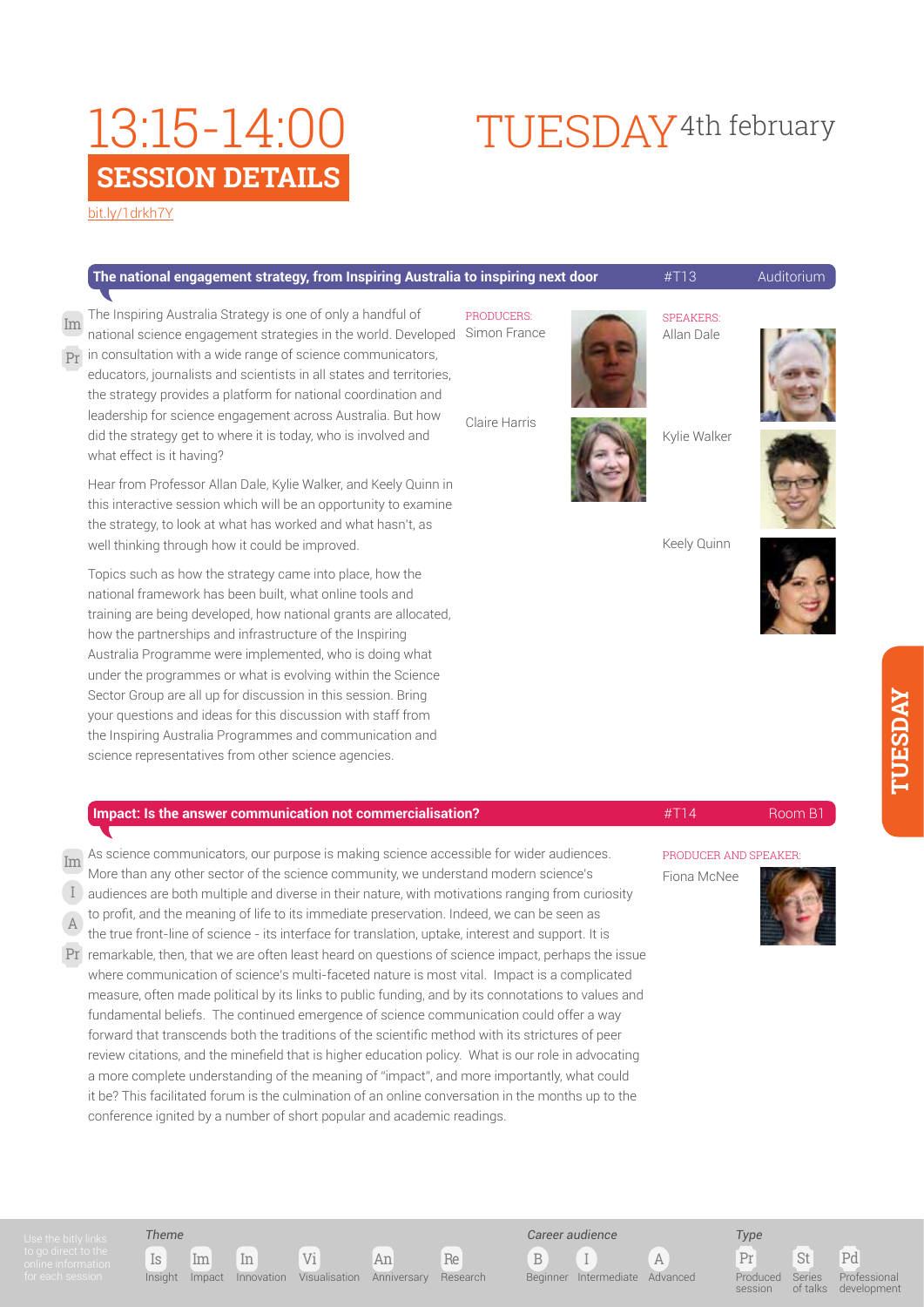# 13:15-14:00 TUESDAY 4th february

## SESSION DETAILS

bit.ly/1drkh7Y

### The national engagement strategy, from Inspiring Australia to inspiring next door

#T13 — Auditorium

Im Pr

The Inspiring Australia Strategy is one of only a handful of national science engagement strategies in the world. Developed in consultation with a wide range of science communicators, educators, journalists and scientists in all states and territories, the strategy provides a platform for national coordination and leadership for science engagement across Australia. But how did the strategy get to where it is today, who is involved and what effect is it having?

Hear from Professor Allan Dale, Kylie Walker, and Keely Quinn in this interactive session which will be an opportunity to examine the strategy, to look at what has worked and what hasn't, as well thinking through how it could be improved.

Topics such as how the strategy came into place, how the national framework has been built, what online tools and training are being developed, how national grants are allocated, how the partnerships and infrastructure of the Inspiring Australia Programme were implemented, who is doing what under the programmes or what is evolving within the Science Sector Group are all up for discussion in this session. Bring your questions and ideas for this discussion with staff from the Inspiring Australia Programmes and communication and science representatives from other science agencies.

PRODUCERS:
Simon France
Claire Harris

SPEAKERS:
Allan Dale
Kylie Walker
Keely Quinn

### Impact: Is the answer communication not commercialisation?

#T14 — Room B1

Im I A Pr

As science communicators, our purpose is making science accessible for wider audiences. More than any other sector of the science community, we understand modern science's audiences are both multiple and diverse in their nature, with motivations ranging from curiosity to profit, and the meaning of life to its immediate preservation. Indeed, we can be seen as the true front-line of science - its interface for translation, uptake, interest and support. It is remarkable, then, that we are often least heard on questions of science impact, perhaps the issue where communication of science's multi-faceted nature is most vital. Impact is a complicated measure, often made political by its links to public funding, and by its connotations to values and fundamental beliefs. The continued emergence of science communication could offer a way forward that transcends both the traditions of the scientific method with its strictures of peer review citations, and the minefield that is higher education policy. What is our role in advocating a more complete understanding of the meaning of "impact", and more importantly, what could it be? This facilitated forum is the culmination of an online conversation in the months up to the conference ignited by a number of short popular and academic readings.

PRODUCER AND SPEAKER:
Fiona McNee

---

Use the bitly links to go direct to the online information for each session

*Theme*: Is Insight, Im Impact, In Innovation, Vi Visualisation, An Anniversary, Re Research

*Career audience*: B Beginner, I Intermediate, A Advanced

*Type*: Pr Produced session, St Series of talks, Pd Professional development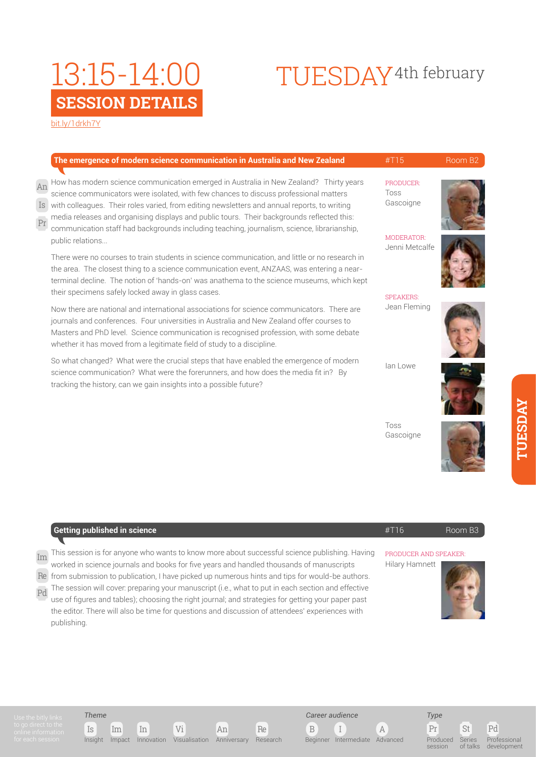# 13:15-14:00 SESSION DETAILS

# TUESDAY 4th february

bit.ly/1drkh7Y

## The emergence of modern science communication in Australia and New Zealand

#T15 Room B2

An Is Pr

How has modern science communication emerged in Australia in New Zealand? Thirty years science communicators were isolated, with few chances to discuss professional matters with colleagues. Their roles varied, from editing newsletters and annual reports, to writing media releases and organising displays and public tours. Their backgrounds reflected this: communication staff had backgrounds including teaching, journalism, science, librarianship, public relations...

There were no courses to train students in science communication, and little or no research in the area. The closest thing to a science communication event, ANZAAS, was entering a near-terminal decline. The notion of 'hands-on' was anathema to the science museums, which kept their specimens safely locked away in glass cases.

Now there are national and international associations for science communicators. There are journals and conferences. Four universities in Australia and New Zealand offer courses to Masters and PhD level. Science communication is recognised profession, with some debate whether it has moved from a legitimate field of study to a discipline.

So what changed? What were the crucial steps that have enabled the emergence of modern science communication? What were the forerunners, and how does the media fit in? By tracking the history, can we gain insights into a possible future?

PRODUCER: Toss Gascoigne

MODERATOR: Jenni Metcalfe

SPEAKERS: Jean Fleming, Ian Lowe, Toss Gascoigne

## Getting published in science

#T16 Room B3

Im Re Pd

This session is for anyone who wants to know more about successful science publishing. Having worked in science journals and books for five years and handled thousands of manuscripts from submission to publication, I have picked up numerous hints and tips for would-be authors. The session will cover: preparing your manuscript (i.e., what to put in each section and effective use of figures and tables); choosing the right journal; and strategies for getting your paper past the editor. There will also be time for questions and discussion of attendees' experiences with publishing.

PRODUCER AND SPEAKER: Hilary Hamnett

Use the bitly links to go direct to the online information for each session

*Theme*: Is Insight, Im Impact, In Innovation, Vi Visualisation, An Anniversary, Re Research

*Career audience*: B Beginner, I Intermediate, A Advanced

*Type*: Pr Produced session, St Series of talks, Pd Professional development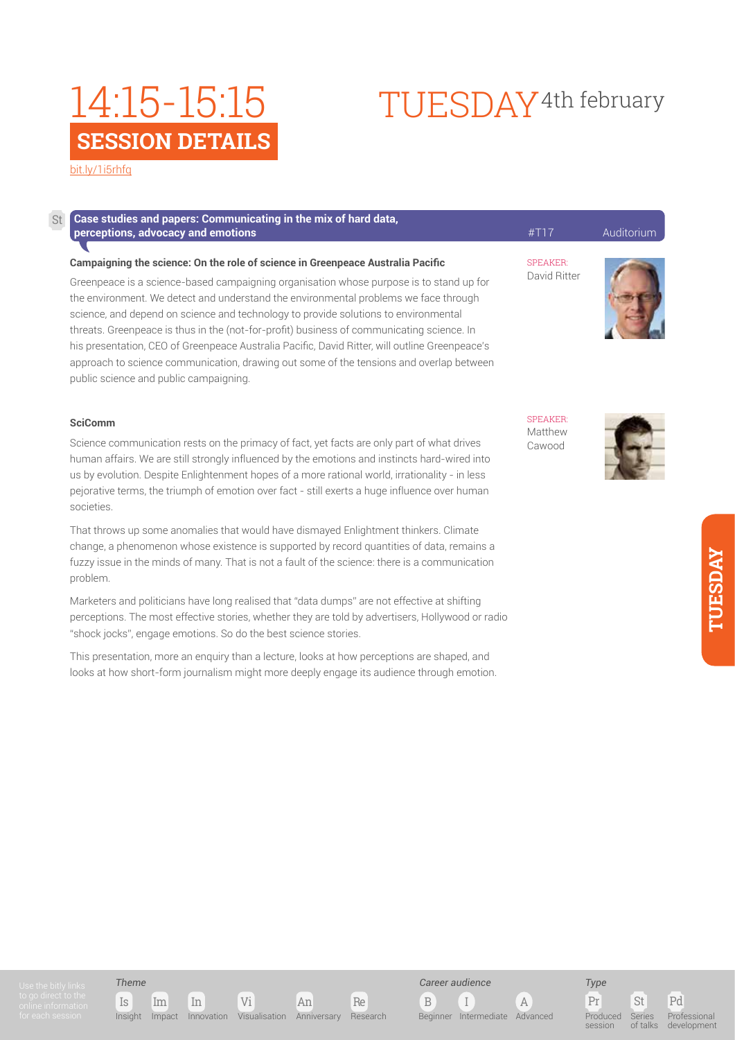# 14:15-15:15

## SESSION DETAILS

# TUESDAY 4th february

bit.ly/1i5rhfq

St **Case studies and papers: Communicating in the mix of hard data, perceptions, advocacy and emotions** #T17 Auditorium

**Campaigning the science: On the role of science in Greenpeace Australia Pacific**

SPEAKER: David Ritter

Greenpeace is a science-based campaigning organisation whose purpose is to stand up for the environment. We detect and understand the environmental problems we face through science, and depend on science and technology to provide solutions to environmental threats. Greenpeace is thus in the (not-for-profit) business of communicating science. In his presentation, CEO of Greenpeace Australia Pacific, David Ritter, will outline Greenpeace's approach to science communication, drawing out some of the tensions and overlap between public science and public campaigning.

**SciComm**

SPEAKER: Matthew Cawood

Science communication rests on the primacy of fact, yet facts are only part of what drives human affairs. We are still strongly influenced by the emotions and instincts hard-wired into us by evolution. Despite Enlightenment hopes of a more rational world, irrationality - in less pejorative terms, the triumph of emotion over fact - still exerts a huge influence over human societies.

That throws up some anomalies that would have dismayed Enlightment thinkers. Climate change, a phenomenon whose existence is supported by record quantities of data, remains a fuzzy issue in the minds of many. That is not a fault of the science: there is a communication problem.

Marketers and politicians have long realised that "data dumps" are not effective at shifting perceptions. The most effective stories, whether they are told by advertisers, Hollywood or radio "shock jocks", engage emotions. So do the best science stories.

This presentation, more an enquiry than a lecture, looks at how perceptions are shaped, and looks at how short-form journalism might more deeply engage its audience through emotion.

Use the bitly links to go direct to the online information for each session

*Theme*: Is Insight, Im Impact, In Innovation, Vi Visualisation, An Anniversary, Re Research

*Career audience*: B Beginner, I Intermediate, A Advanced

*Type*: Pr Produced session, St Series of talks, Pd Professional development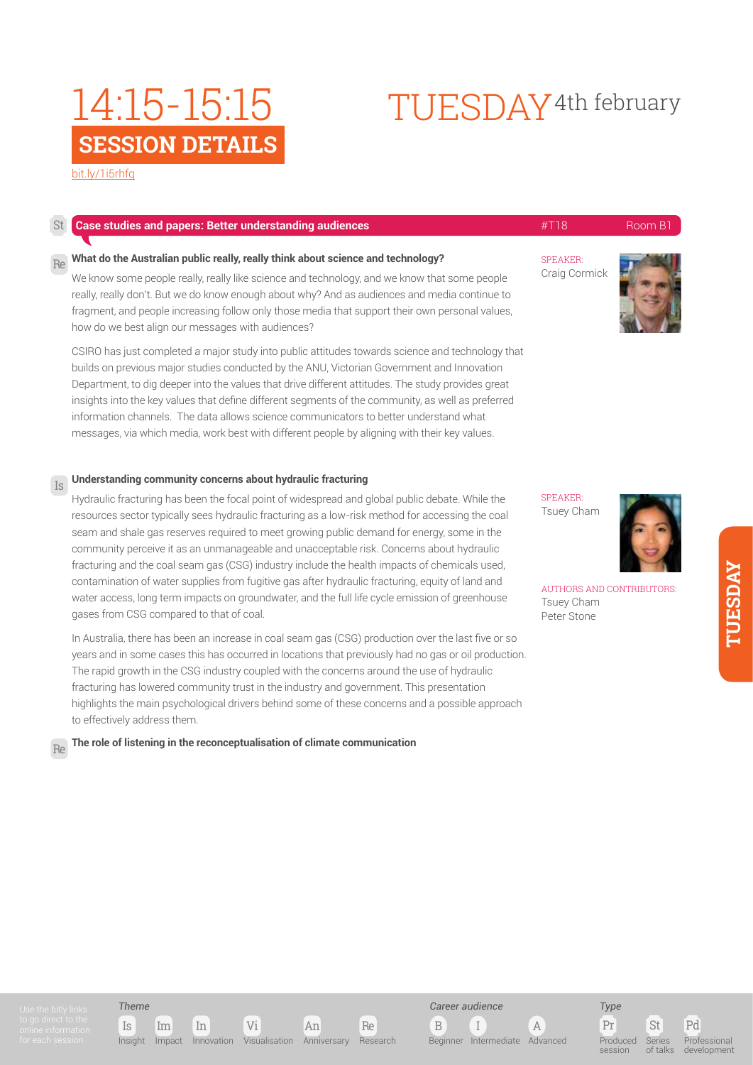# 14:15-15:15 SESSION DETAILS

# TUESDAY 4th february

bit.ly/1i5rhfq

St **Case studies and papers: Better understanding audiences** #T18 Room B1

Re **What do the Australian public really, really think about science and technology?**

SPEAKER:
Craig Cormick

We know some people really, really like science and technology, and we know that some people really, really don't. But we do know enough about why? And as audiences and media continue to fragment, and people increasing follow only those media that support their own personal values, how do we best align our messages with audiences?

CSIRO has just completed a major study into public attitudes towards science and technology that builds on previous major studies conducted by the ANU, Victorian Government and Innovation Department, to dig deeper into the values that drive different attitudes. The study provides great insights into the key values that define different segments of the community, as well as preferred information channels. The data allows science communicators to better understand what messages, via which media, work best with different people by aligning with their key values.

Is **Understanding community concerns about hydraulic fracturing**

SPEAKER:
Tsuey Cham

AUTHORS AND CONTRIBUTORS:
Tsuey Cham
Peter Stone

Hydraulic fracturing has been the focal point of widespread and global public debate. While the resources sector typically sees hydraulic fracturing as a low-risk method for accessing the coal seam and shale gas reserves required to meet growing public demand for energy, some in the community perceive it as an unmanageable and unacceptable risk. Concerns about hydraulic fracturing and the coal seam gas (CSG) industry include the health impacts of chemicals used, contamination of water supplies from fugitive gas after hydraulic fracturing, equity of land and water access, long term impacts on groundwater, and the full life cycle emission of greenhouse gases from CSG compared to that of coal.

In Australia, there has been an increase in coal seam gas (CSG) production over the last five or so years and in some cases this has occurred in locations that previously had no gas or oil production. The rapid growth in the CSG industry coupled with the concerns around the use of hydraulic fracturing has lowered community trust in the industry and government. This presentation highlights the main psychological drivers behind some of these concerns and a possible approach to effectively address them.

Re **The role of listening in the reconceptualisation of climate communication**

Use the bitly links to go direct to the online information for each session

*Theme*: Is Insight, Im Impact, In Innovation, Vi Visualisation, An Anniversary, Re Research

*Career audience*: B Beginner, I Intermediate, A Advanced

*Type*: Pr Produced session, St Series of talks, Pd Professional development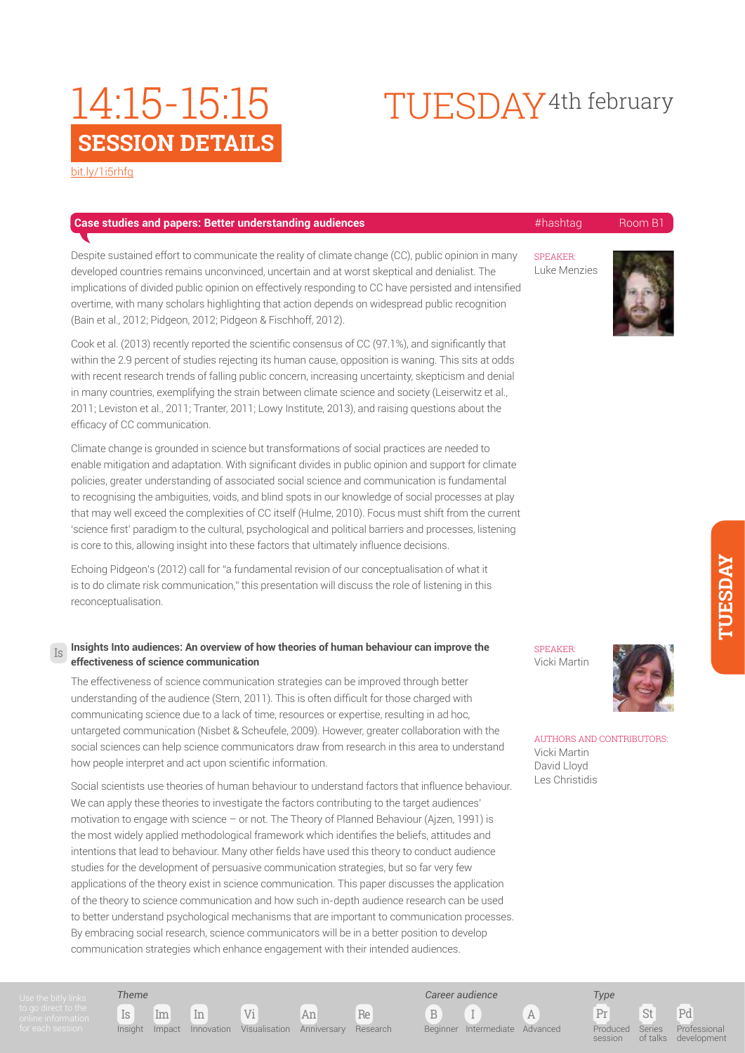# 14:15-15:15 SESSION DETAILS

# TUESDAY 4th february

bit.ly/1i5rhfq

**Case studies and papers: Better understanding audiences** #hashtag Room B1

SPEAKER:
Luke Menzies

Despite sustained effort to communicate the reality of climate change (CC), public opinion in many developed countries remains unconvinced, uncertain and at worst skeptical and denialist. The implications of divided public opinion on effectively responding to CC have persisted and intensified overtime, with many scholars highlighting that action depends on widespread public recognition (Bain et al., 2012; Pidgeon, 2012; Pidgeon & Fischhoff, 2012).

Cook et al. (2013) recently reported the scientific consensus of CC (97.1%), and significantly that within the 2.9 percent of studies rejecting its human cause, opposition is waning. This sits at odds with recent research trends of falling public concern, increasing uncertainty, skepticism and denial in many countries, exemplifying the strain between climate science and society (Leiserwitz et al., 2011; Leviston et al., 2011; Tranter, 2011; Lowy Institute, 2013), and raising questions about the efficacy of CC communication.

Climate change is grounded in science but transformations of social practices are needed to enable mitigation and adaptation. With significant divides in public opinion and support for climate policies, greater understanding of associated social science and communication is fundamental to recognising the ambiguities, voids, and blind spots in our knowledge of social processes at play that may well exceed the complexities of CC itself (Hulme, 2010). Focus must shift from the current 'science first' paradigm to the cultural, psychological and political barriers and processes, listening is core to this, allowing insight into these factors that ultimately influence decisions.

Echoing Pidgeon's (2012) call for "a fundamental revision of our conceptualisation of what it is to do climate risk communication," this presentation will discuss the role of listening in this reconceptualisation.

Is **Insights Into audiences: An overview of how theories of human behaviour can improve the effectiveness of science communication**

SPEAKER:
Vicki Martin

AUTHORS AND CONTRIBUTORS:
Vicki Martin
David Lloyd
Les Christidis

The effectiveness of science communication strategies can be improved through better understanding of the audience (Stern, 2011). This is often difficult for those charged with communicating science due to a lack of time, resources or expertise, resulting in ad hoc, untargeted communication (Nisbet & Scheufele, 2009). However, greater collaboration with the social sciences can help science communicators draw from research in this area to understand how people interpret and act upon scientific information.

Social scientists use theories of human behaviour to understand factors that influence behaviour. We can apply these theories to investigate the factors contributing to the target audiences' motivation to engage with science – or not. The Theory of Planned Behaviour (Ajzen, 1991) is the most widely applied methodological framework which identifies the beliefs, attitudes and intentions that lead to behaviour. Many other fields have used this theory to conduct audience studies for the development of persuasive communication strategies, but so far very few applications of the theory exist in science communication. This paper discusses the application of the theory to science communication and how such in-depth audience research can be used to better understand psychological mechanisms that are important to communication processes. By embracing social research, science communicators will be in a better position to develop communication strategies which enhance engagement with their intended audiences.

Use the bitly links to go direct to the online information for each session

*Theme*: Is Insight, Im Impact, In Innovation, Vi Visualisation, An Anniversary, Re Research

*Career audience*: B Beginner, I Intermediate, A Advanced

*Type*: Pr Produced session, St Series of talks, Pd Professional development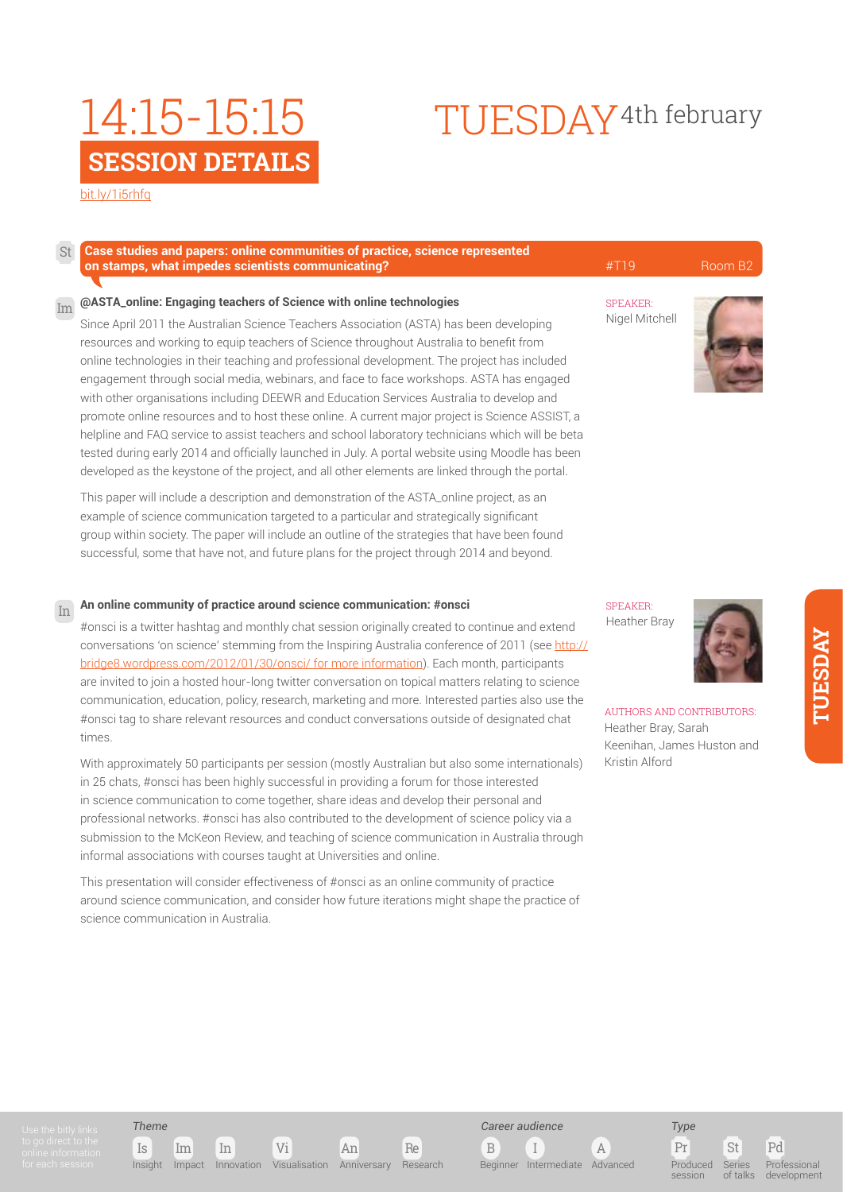# 14:15-15:15 SESSION DETAILS

# TUESDAY 4th february

bit.ly/1i5rhfq

St **Case studies and papers: online communities of practice, science represented on stamps, what impedes scientists communicating?** #T19 Room B2

Im **@ASTA_online: Engaging teachers of Science with online technologies**

SPEAKER:
Nigel Mitchell

Since April 2011 the Australian Science Teachers Association (ASTA) has been developing resources and working to equip teachers of Science throughout Australia to benefit from online technologies in their teaching and professional development. The project has included engagement through social media, webinars, and face to face workshops. ASTA has engaged with other organisations including DEEWR and Education Services Australia to develop and promote online resources and to host these online. A current major project is Science ASSIST, a helpline and FAQ service to assist teachers and school laboratory technicians which will be beta tested during early 2014 and officially launched in July. A portal website using Moodle has been developed as the keystone of the project, and all other elements are linked through the portal.

This paper will include a description and demonstration of the ASTA_online project, as an example of science communication targeted to a particular and strategically significant group within society. The paper will include an outline of the strategies that have been found successful, some that have not, and future plans for the project through 2014 and beyond.

In **An online community of practice around science communication: #onsci**

SPEAKER:
Heather Bray

AUTHORS AND CONTRIBUTORS:
Heather Bray, Sarah Keenihan, James Huston and Kristin Alford

#onsci is a twitter hashtag and monthly chat session originally created to continue and extend conversations 'on science' stemming from the Inspiring Australia conference of 2011 (see http://bridge8.wordpress.com/2012/01/30/onsci/ for more information). Each month, participants are invited to join a hosted hour-long twitter conversation on topical matters relating to science communication, education, policy, research, marketing and more. Interested parties also use the #onsci tag to share relevant resources and conduct conversations outside of designated chat times.

With approximately 50 participants per session (mostly Australian but also some internationals) in 25 chats, #onsci has been highly successful in providing a forum for those interested in science communication to come together, share ideas and develop their personal and professional networks. #onsci has also contributed to the development of science policy via a submission to the McKeon Review, and teaching of science communication in Australia through informal associations with courses taught at Universities and online.

This presentation will consider effectiveness of #onsci as an online community of practice around science communication, and consider how future iterations might shape the practice of science communication in Australia.

TUESDAY

Use the bitly links to go direct to the online information for each session

*Theme*: Is Insight, Im Impact, In Innovation, Vi Visualisation, An Anniversary, Re Research

*Career audience*: B Beginner, I Intermediate, A Advanced

*Type*: Pr Produced session, St Series of talks, Pd Professional development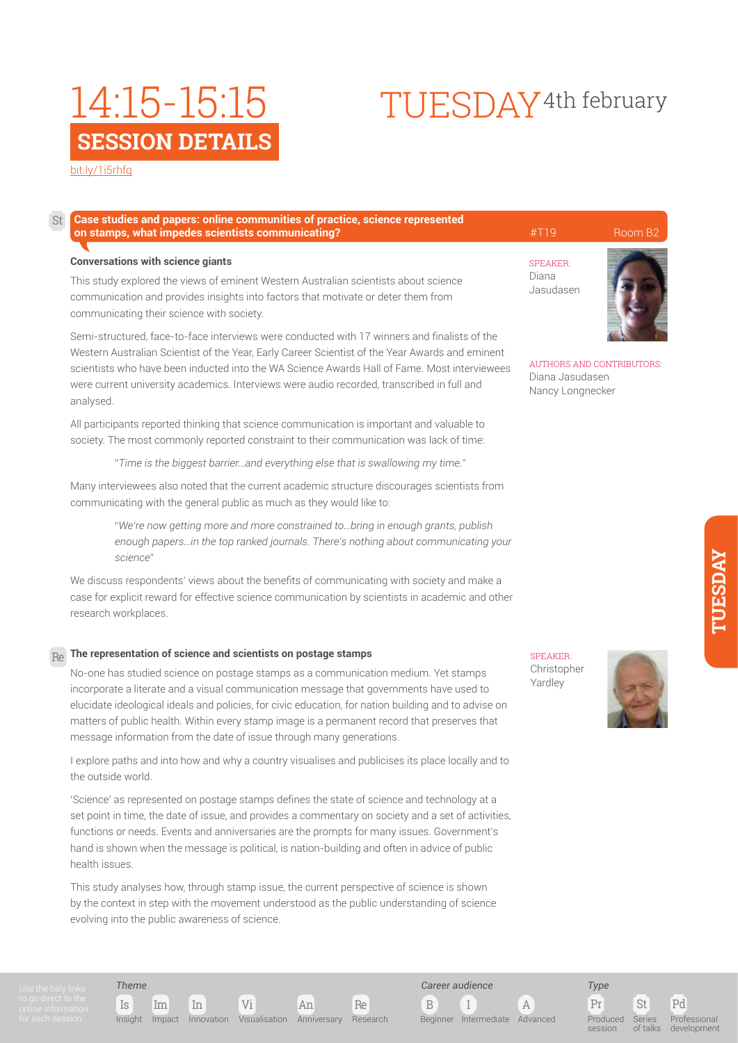# 14:15-15:15 TUESDAY 4th february

## SESSION DETAILS

bit.ly/1i5rhfg

**St** **Case studies and papers: online communities of practice, science represented on stamps, what impedes scientists communicating?** #T19 Room B2

### Conversations with science giants

SPEAKER:
Diana Jasudasen

AUTHORS AND CONTRIBUTORS:
Diana Jasudasen
Nancy Longnecker

This study explored the views of eminent Western Australian scientists about science communication and provides insights into factors that motivate or deter them from communicating their science with society.

Semi-structured, face-to-face interviews were conducted with 17 winners and finalists of the Western Australian Scientist of the Year, Early Career Scientist of the Year Awards and eminent scientists who have been inducted into the WA Science Awards Hall of Fame. Most interviewees were current university academics. Interviews were audio recorded, transcribed in full and analysed.

All participants reported thinking that science communication is important and valuable to society. The most commonly reported constraint to their communication was lack of time:

> "*Time is the biggest barrier...and everything else that is swallowing my time.*"

Many interviewees also noted that the current academic structure discourages scientists from communicating with the general public as much as they would like to:

> "*We're now getting more and more constrained to...bring in enough grants, publish enough papers...in the top ranked journals. There's nothing about communicating your science*"

We discuss respondents' views about the benefits of communicating with society and make a case for explicit reward for effective science communication by scientists in academic and other research workplaces.

### Re The representation of science and scientists on postage stamps

SPEAKER:
Christopher Yardley

No-one has studied science on postage stamps as a communication medium. Yet stamps incorporate a literate and a visual communication message that governments have used to elucidate ideological ideals and policies, for civic education, for nation building and to advise on matters of public health. Within every stamp image is a permanent record that preserves that message information from the date of issue through many generations.

I explore paths and into how and why a country visualises and publicises its place locally and to the outside world.

'Science' as represented on postage stamps defines the state of science and technology at a set point in time, the date of issue, and provides a commentary on society and a set of activities, functions or needs. Events and anniversaries are the prompts for many issues. Government's hand is shown when the message is political, is nation-building and often in advice of public health issues.

This study analyses how, through stamp issue, the current perspective of science is shown by the context in step with the movement understood as the public understanding of science evolving into the public awareness of science.

Use the bitly links to go direct to the online information for each session

*Theme*: Is Insight, Im Impact, In Innovation, Vi Visualisation, An Anniversary, Re Research

*Career audience*: B Beginner, I Intermediate, A Advanced

*Type*: Pr Produced session, St Series of talks, Pd Professional development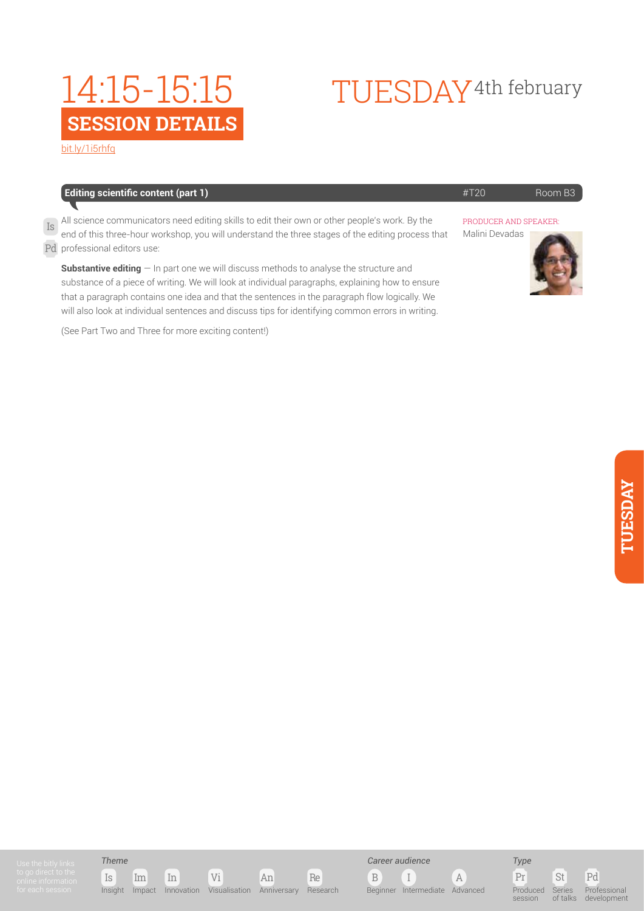# 14:15-15:15

## SESSION DETAILS

bit.ly/1i5rhfq

# TUESDAY 4th february

**Editing scientific content (part 1)** #T20 Room B3

Is Pd

All science communicators need editing skills to edit their own or other people's work. By the end of this three-hour workshop, you will understand the three stages of the editing process that professional editors use:

**Substantive editing** — In part one we will discuss methods to analyse the structure and substance of a piece of writing. We will look at individual paragraphs, explaining how to ensure that a paragraph contains one idea and that the sentences in the paragraph flow logically. We will also look at individual sentences and discuss tips for identifying common errors in writing.

(See Part Two and Three for more exciting content!)

PRODUCER AND SPEAKER:
Malini Devadas

Use the bitly links to go direct to the online information for each session

*Theme*
Is Insight, Im Impact, In Innovation, Vi Visualisation, An Anniversary, Re Research

*Career audience*
B Beginner, I Intermediate, A Advanced

*Type*
Pr Produced session, St Series of talks, Pd Professional development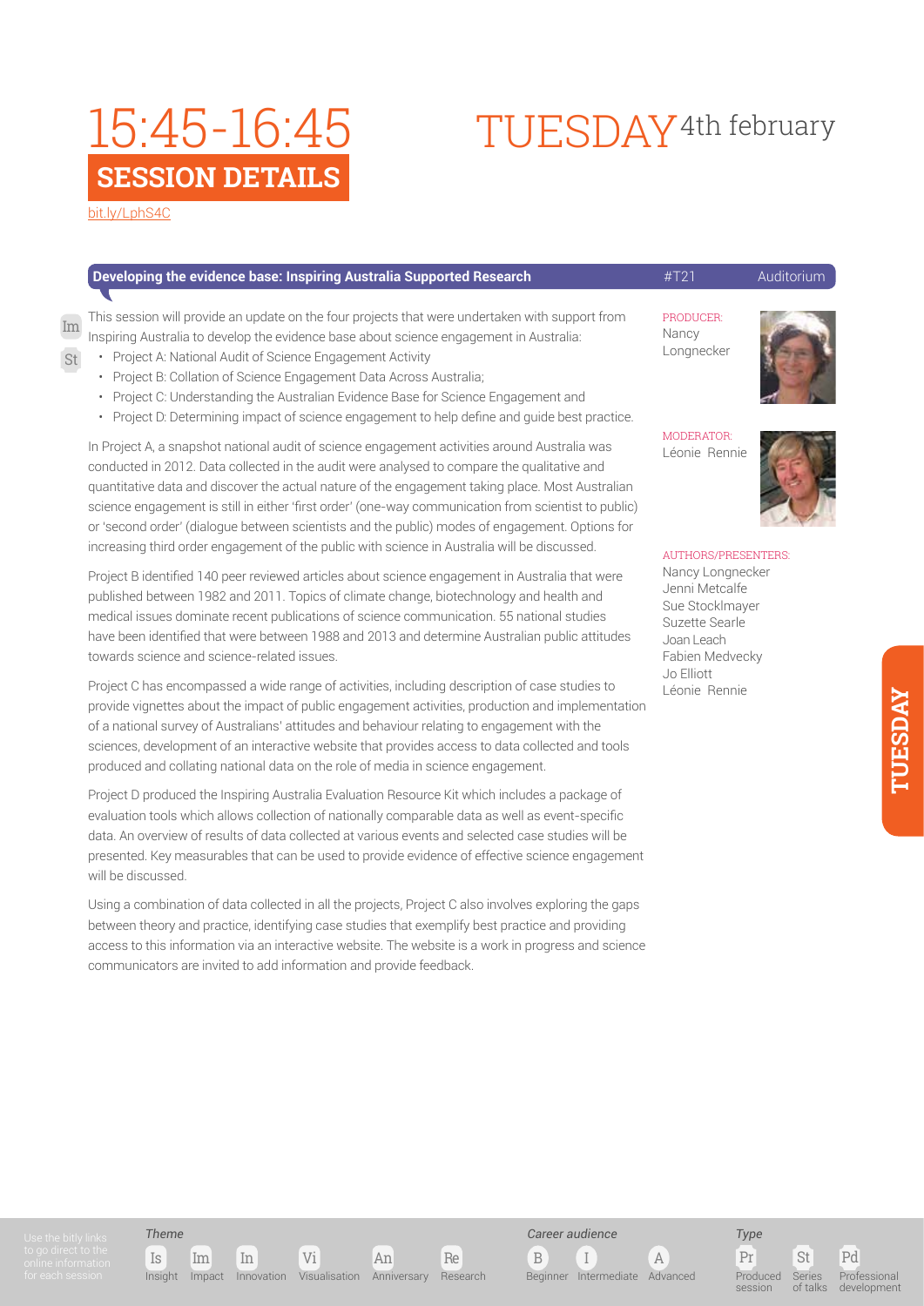# 15:45-16:45 TUESDAY 4th february

## SESSION DETAILS

bit.ly/LphS4C

**Developing the evidence base: Inspiring Australia Supported Research** #T21 Auditorium

Im St

This session will provide an update on the four projects that were undertaken with support from Inspiring Australia to develop the evidence base about science engagement in Australia:

- Project A: National Audit of Science Engagement Activity
- Project B: Collation of Science Engagement Data Across Australia;
- Project C: Understanding the Australian Evidence Base for Science Engagement and
- Project D: Determining impact of science engagement to help define and guide best practice.

In Project A, a snapshot national audit of science engagement activities around Australia was conducted in 2012. Data collected in the audit were analysed to compare the qualitative and quantitative data and discover the actual nature of the engagement taking place. Most Australian science engagement is still in either 'first order' (one-way communication from scientist to public) or 'second order' (dialogue between scientists and the public) modes of engagement. Options for increasing third order engagement of the public with science in Australia will be discussed.

Project B identified 140 peer reviewed articles about science engagement in Australia that were published between 1982 and 2011. Topics of climate change, biotechnology and health and medical issues dominate recent publications of science communication. 55 national studies have been identified that were between 1988 and 2013 and determine Australian public attitudes towards science and science-related issues.

Project C has encompassed a wide range of activities, including description of case studies to provide vignettes about the impact of public engagement activities, production and implementation of a national survey of Australians' attitudes and behaviour relating to engagement with the sciences, development of an interactive website that provides access to data collected and tools produced and collating national data on the role of media in science engagement.

Project D produced the Inspiring Australia Evaluation Resource Kit which includes a package of evaluation tools which allows collection of nationally comparable data as well as event-specific data. An overview of results of data collected at various events and selected case studies will be presented. Key measurables that can be used to provide evidence of effective science engagement will be discussed.

Using a combination of data collected in all the projects, Project C also involves exploring the gaps between theory and practice, identifying case studies that exemplify best practice and providing access to this information via an interactive website. The website is a work in progress and science communicators are invited to add information and provide feedback.

PRODUCER:
Nancy Longnecker

MODERATOR:
Léonie Rennie

AUTHORS/PRESENTERS:
Nancy Longnecker
Jenni Metcalfe
Sue Stocklmayer
Suzette Searle
Joan Leach
Fabien Medvecky
Jo Elliott
Léonie Rennie

TUESDAY

Use the bitly links to go direct to the online information for each session

*Theme*: Is Insight, Im Impact, In Innovation, Vi Visualisation, An Anniversary, Re Research

*Career audience*: B Beginner, I Intermediate, A Advanced

*Type*: Pr Produced session, St Series of talks, Pd Professional development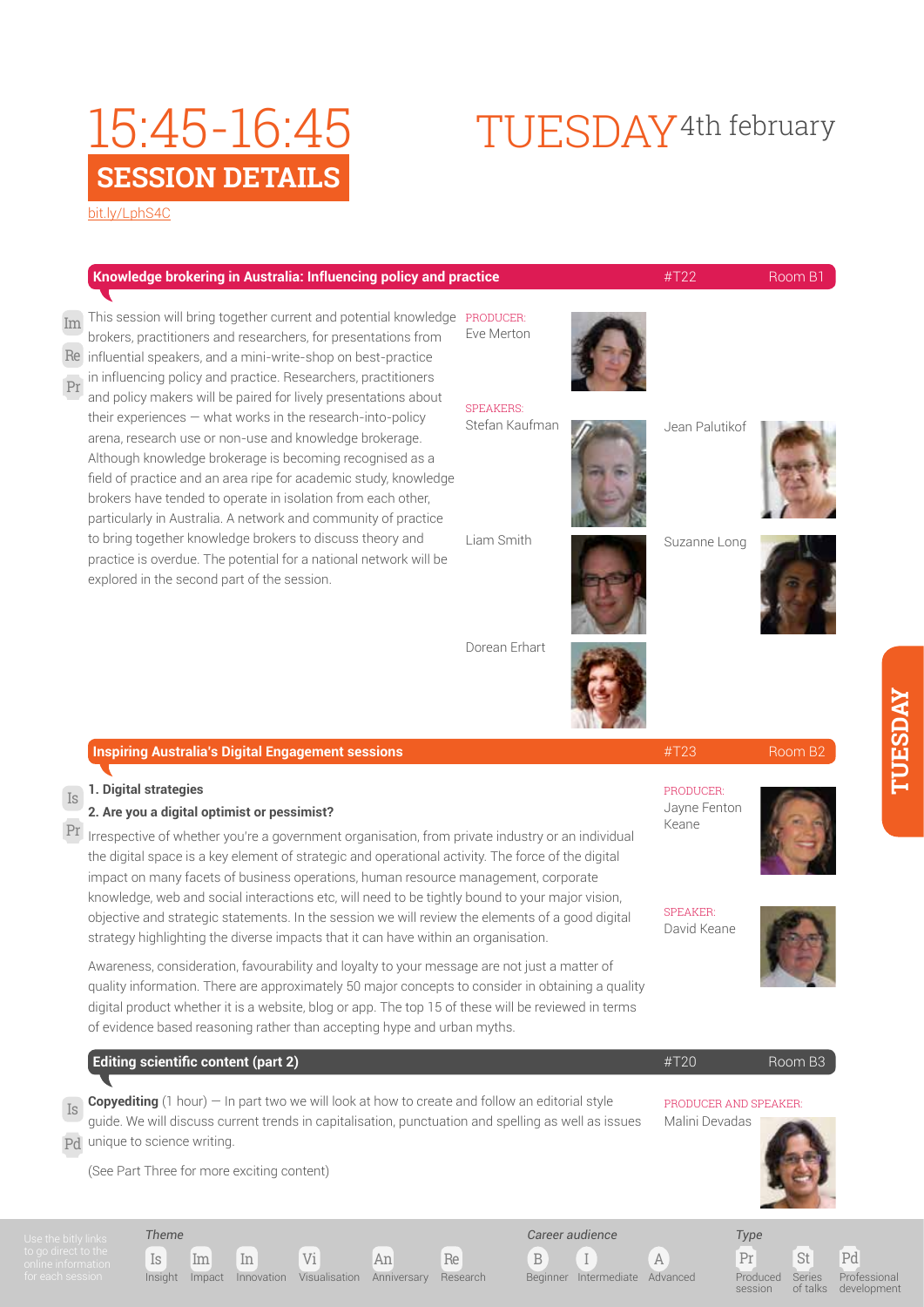# 15:45-16:45

## SESSION DETAILS

bit.ly/LphS4C

# TUESDAY 4th february

### Knowledge brokering in Australia: Influencing policy and practice — #T22 — Room B1

Im Re Pr

This session will bring together current and potential knowledge brokers, practitioners and researchers, for presentations from influential speakers, and a mini-write-shop on best-practice in influencing policy and practice. Researchers, practitioners and policy makers will be paired for lively presentations about their experiences — what works in the research-into-policy arena, research use or non-use and knowledge brokerage. Although knowledge brokerage is becoming recognised as a field of practice and an area ripe for academic study, knowledge brokers have tended to operate in isolation from each other, particularly in Australia. A network and community of practice to bring together knowledge brokers to discuss theory and practice is overdue. The potential for a national network will be explored in the second part of the session.

PRODUCER:
Eve Merton

SPEAKERS:
Stefan Kaufman
Jean Palutikof
Liam Smith
Suzanne Long
Dorean Erhart

### Inspiring Australia's Digital Engagement sessions — #T23 — Room B2

Is Pr

**1. Digital strategies**

**2. Are you a digital optimist or pessimist?**

Irrespective of whether you're a government organisation, from private industry or an individual the digital space is a key element of strategic and operational activity. The force of the digital impact on many facets of business operations, human resource management, corporate knowledge, web and social interactions etc, will need to be tightly bound to your major vision, objective and strategic statements. In the session we will review the elements of a good digital strategy highlighting the diverse impacts that it can have within an organisation.

Awareness, consideration, favourability and loyalty to your message are not just a matter of quality information. There are approximately 50 major concepts to consider in obtaining a quality digital product whether it is a website, blog or app. The top 15 of these will be reviewed in terms of evidence based reasoning rather than accepting hype and urban myths.

PRODUCER:
Jayne Fenton Keane

SPEAKER:
David Keane

### Editing scientific content (part 2) — #T20 — Room B3

Is Pd

**Copyediting** (1 hour) — In part two we will look at how to create and follow an editorial style guide. We will discuss current trends in capitalisation, punctuation and spelling as well as issues unique to science writing.

(See Part Three for more exciting content)

PRODUCER AND SPEAKER:
Malini Devadas

---

Use the bitly links to go direct to the online information for each session

*Theme*: Is Insight, Im Impact, In Innovation, Vi Visualisation, An Anniversary, Re Research

*Career audience*: B Beginner, I Intermediate, A Advanced

*Type*: Pr Produced session, St Series of talks, Pd Professional development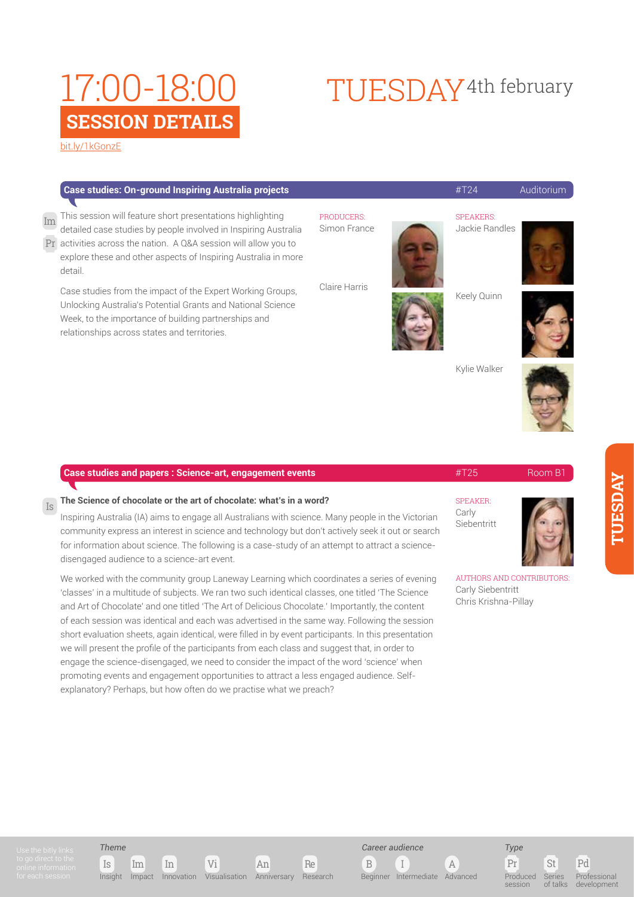# 17:00-18:00

## SESSION DETAILS

bit.ly/1kGonzE

# TUESDAY 4th february

### Case studies: On-ground Inspiring Australia projects

#T24 | Auditorium

Im Pr

This session will feature short presentations highlighting detailed case studies by people involved in Inspiring Australia activities across the nation. A Q&A session will allow you to explore these and other aspects of Inspiring Australia in more detail.

Case studies from the impact of the Expert Working Groups, Unlocking Australia's Potential Grants and National Science Week, to the importance of building partnerships and relationships across states and territories.

PRODUCERS:
Simon France
Claire Harris

SPEAKERS:
Jackie Randles
Keely Quinn
Kylie Walker

### Case studies and papers : Science-art, engagement events

#T25 | Room B1

Is

**The Science of chocolate or the art of chocolate: what's in a word?**

Inspiring Australia (IA) aims to engage all Australians with science. Many people in the Victorian community express an interest in science and technology but don't actively seek it out or search for information about science. The following is a case-study of an attempt to attract a science-disengaged audience to a science-art event.

We worked with the community group Laneway Learning which coordinates a series of evening 'classes' in a multitude of subjects. We ran two such identical classes, one titled 'The Science and Art of Chocolate' and one titled 'The Art of Delicious Chocolate.' Importantly, the content of each session was identical and each was advertised in the same way. Following the session short evaluation sheets, again identical, were filled in by event participants. In this presentation we will present the profile of the participants from each class and suggest that, in order to engage the science-disengaged, we need to consider the impact of the word 'science' when promoting events and engagement opportunities to attract a less engaged audience. Self-explanatory? Perhaps, but how often do we practise what we preach?

SPEAKER:
Carly Siebentritt

AUTHORS AND CONTRIBUTORS:
Carly Siebentritt
Chris Krishna-Pillay

Use the bitly links to go direct to the online information for each session

*Theme*: Is Insight, Im Impact, In Innovation, Vi Visualisation, An Anniversary, Re Research

*Career audience*: B Beginner, I Intermediate, A Advanced

*Type*: Pr Produced session, St Series of talks, Pd Professional development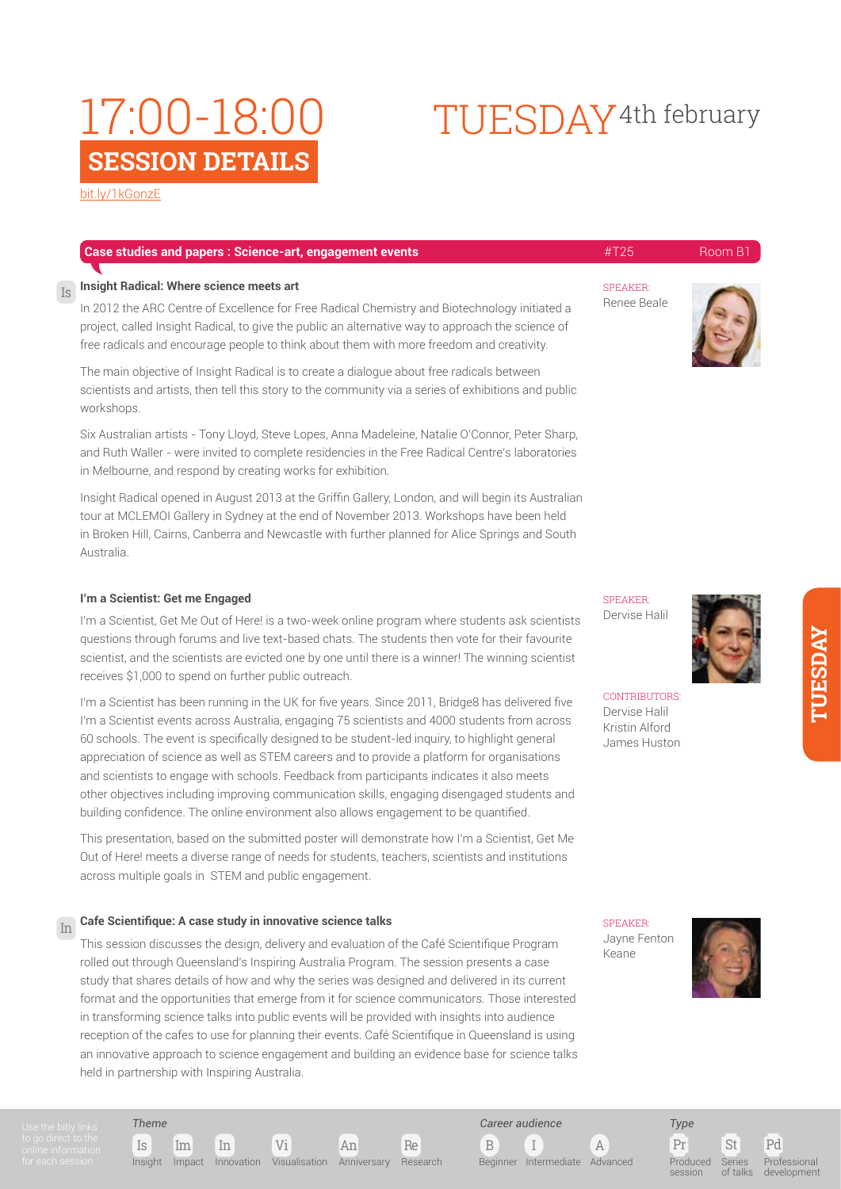# 17:00-18:00 SESSION DETAILS

# TUESDAY 4th february

bit.ly/1kGonzE

**Case studies and papers : Science-art, engagement events** #T25 Room B1

### Is — Insight Radical: Where science meets art

SPEAKER: Renee Beale

In 2012 the ARC Centre of Excellence for Free Radical Chemistry and Biotechnology initiated a project, called Insight Radical, to give the public an alternative way to approach the science of free radicals and encourage people to think about them with more freedom and creativity.

The main objective of Insight Radical is to create a dialogue about free radicals between scientists and artists, then tell this story to the community via a series of exhibitions and public workshops.

Six Australian artists - Tony Lloyd, Steve Lopes, Anna Madeleine, Natalie O'Connor, Peter Sharp, and Ruth Waller - were invited to complete residencies in the Free Radical Centre's laboratories in Melbourne, and respond by creating works for exhibition.

Insight Radical opened in August 2013 at the Griffin Gallery, London, and will begin its Australian tour at MCLEMOI Gallery in Sydney at the end of November 2013. Workshops have been held in Broken Hill, Cairns, Canberra and Newcastle with further planned for Alice Springs and South Australia.

### I'm a Scientist: Get me Engaged

SPEAKER: Dervise Halil

CONTRIBUTORS: Dervise Halil, Kristin Alford, James Huston

I'm a Scientist, Get Me Out of Here! is a two-week online program where students ask scientists questions through forums and live text-based chats. The students then vote for their favourite scientist, and the scientists are evicted one by one until there is a winner! The winning scientist receives $1,000 to spend on further public outreach.

I'm a Scientist has been running in the UK for five years. Since 2011, Bridge8 has delivered five I'm a Scientist events across Australia, engaging 75 scientists and 4000 students from across 60 schools. The event is specifically designed to be student-led inquiry, to highlight general appreciation of science as well as STEM careers and to provide a platform for organisations and scientists to engage with schools. Feedback from participants indicates it also meets other objectives including improving communication skills, engaging disengaged students and building confidence. The online environment also allows engagement to be quantified.

This presentation, based on the submitted poster will demonstrate how I'm a Scientist, Get Me Out of Here! meets a diverse range of needs for students, teachers, scientists and institutions across multiple goals in STEM and public engagement.

### In — Cafe Scientifique: A case study in innovative science talks

SPEAKER: Jayne Fenton Keane

This session discusses the design, delivery and evaluation of the Café Scientifique Program rolled out through Queensland's Inspiring Australia Program. The session presents a case study that shares details of how and why the series was designed and delivered in its current format and the opportunities that emerge from it for science communicators. Those interested in transforming science talks into public events will be provided with insights into audience reception of the cafes to use for planning their events. Café Scientifique in Queensland is using an innovative approach to science engagement and building an evidence base for science talks held in partnership with Inspiring Australia.

---

Use the bitly links to go direct to the online information for each session

*Theme*: Is Insight, Im Impact, In Innovation, Vi Visualisation, An Anniversary, Re Research

*Career audience*: B Beginner, I Intermediate, A Advanced

*Type*: Pr Produced session, St Series of talks, Pd Professional development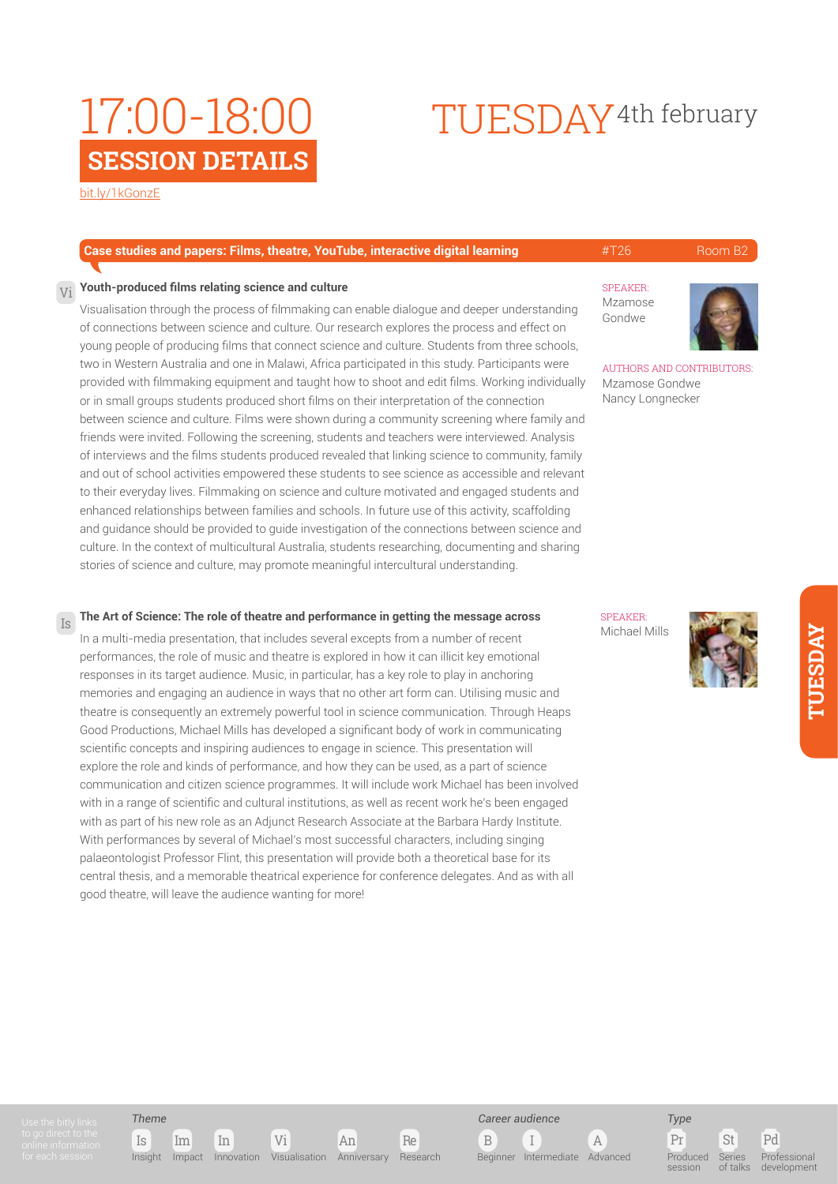# 17:00-18:00 SESSION DETAILS

# TUESDAY 4th february

bit.ly/1kGonzE

**Case studies and papers: Films, theatre, YouTube, interactive digital learning** #T26 Room B2

### Vi Youth-produced films relating science and culture

SPEAKER:
Mzamose Gondwe

AUTHORS AND CONTRIBUTORS:
Mzamose Gondwe
Nancy Longnecker

Visualisation through the process of filmmaking can enable dialogue and deeper understanding of connections between science and culture. Our research explores the process and effect on young people of producing films that connect science and culture. Students from three schools, two in Western Australia and one in Malawi, Africa participated in this study. Participants were provided with filmmaking equipment and taught how to shoot and edit films. Working individually or in small groups students produced short films on their interpretation of the connection between science and culture. Films were shown during a community screening where family and friends were invited. Following the screening, students and teachers were interviewed. Analysis of interviews and the films students produced revealed that linking science to community, family and out of school activities empowered these students to see science as accessible and relevant to their everyday lives. Filmmaking on science and culture motivated and engaged students and enhanced relationships between families and schools. In future use of this activity, scaffolding and guidance should be provided to guide investigation of the connections between science and culture. In the context of multicultural Australia, students researching, documenting and sharing stories of science and culture, may promote meaningful intercultural understanding.

### Is The Art of Science: The role of theatre and performance in getting the message across

SPEAKER:
Michael Mills

In a multi-media presentation, that includes several excepts from a number of recent performances, the role of music and theatre is explored in how it can illicit key emotional responses in its target audience. Music, in particular, has a key role to play in anchoring memories and engaging an audience in ways that no other art form can. Utilising music and theatre is consequently an extremely powerful tool in science communication. Through Heaps Good Productions, Michael Mills has developed a significant body of work in communicating scientific concepts and inspiring audiences to engage in science. This presentation will explore the role and kinds of performance, and how they can be used, as a part of science communication and citizen science programmes. It will include work Michael has been involved with in a range of scientific and cultural institutions, as well as recent work he's been engaged with as part of his new role as an Adjunct Research Associate at the Barbara Hardy Institute. With performances by several of Michael's most successful characters, including singing palaeontologist Professor Flint, this presentation will provide both a theoretical base for its central thesis, and a memorable theatrical experience for conference delegates. And as with all good theatre, will leave the audience wanting for more!

Use the bitly links to go direct to the online information for each session

*Theme*: Is Insight, Im Impact, In Innovation, Vi Visualisation, An Anniversary, Re Research

*Career audience*: B Beginner, I Intermediate, A Advanced

*Type*: Pr Produced session, St Series of talks, Pd Professional development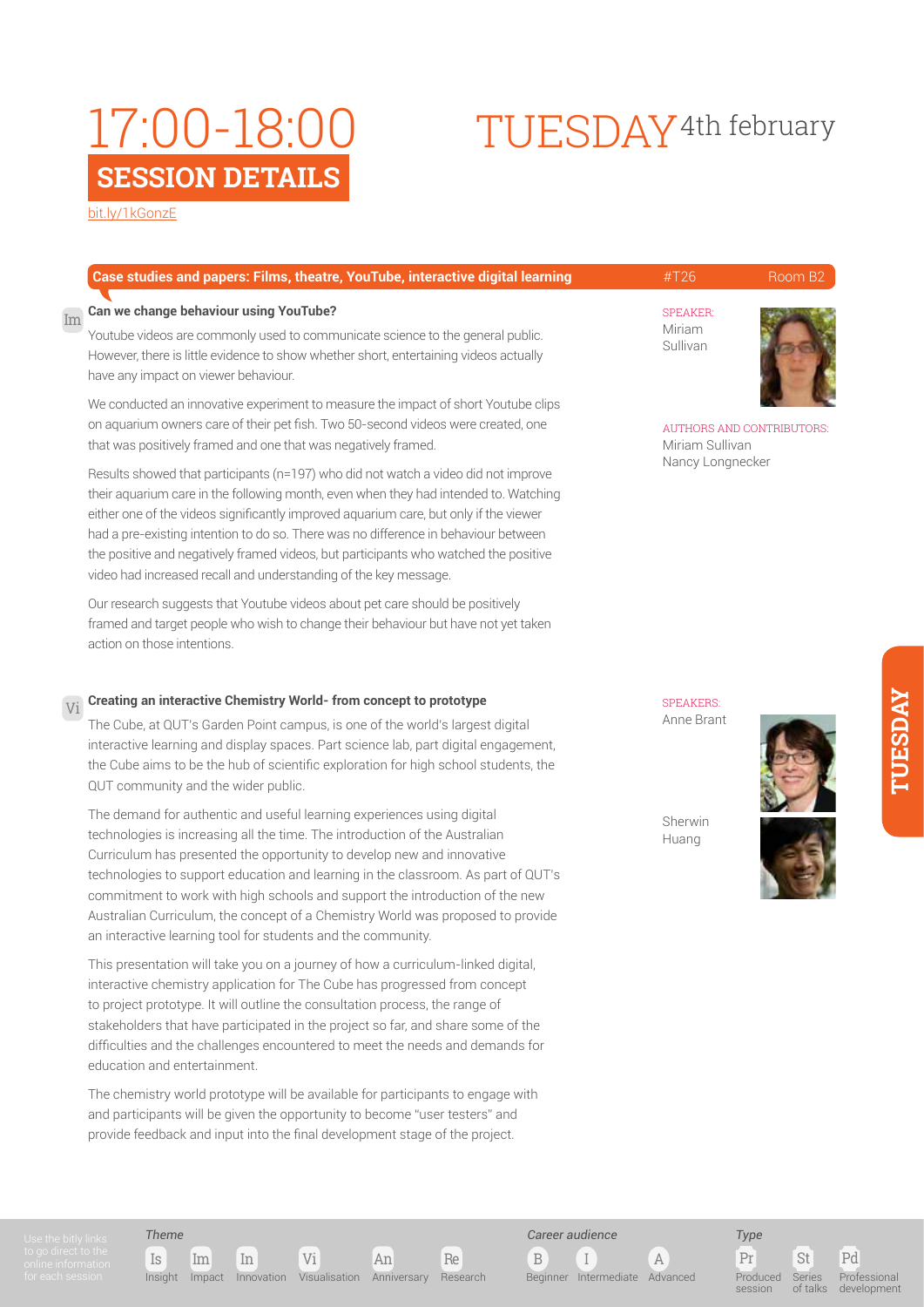# 17:00-18:00 TUESDAY 4th february

## SESSION DETAILS

bit.ly/1kGonzE

### Case studies and papers: Films, theatre, YouTube, interactive digital learning — #T26 — Room B2

Im

**Can we change behaviour using YouTube?**

SPEAKER:
Miriam Sullivan

AUTHORS AND CONTRIBUTORS:
Miriam Sullivan
Nancy Longnecker

Youtube videos are commonly used to communicate science to the general public. However, there is little evidence to show whether short, entertaining videos actually have any impact on viewer behaviour.

We conducted an innovative experiment to measure the impact of short Youtube clips on aquarium owners care of their pet fish. Two 50-second videos were created, one that was positively framed and one that was negatively framed.

Results showed that participants (n=197) who did not watch a video did not improve their aquarium care in the following month, even when they had intended to. Watching either one of the videos significantly improved aquarium care, but only if the viewer had a pre-existing intention to do so. There was no difference in behaviour between the positive and negatively framed videos, but participants who watched the positive video had increased recall and understanding of the key message.

Our research suggests that Youtube videos about pet care should be positively framed and target people who wish to change their behaviour but have not yet taken action on those intentions.

Vi

**Creating an interactive Chemistry World- from concept to prototype**

SPEAKERS:
Anne Brant
Sherwin Huang

The Cube, at QUT's Garden Point campus, is one of the world's largest digital interactive learning and display spaces. Part science lab, part digital engagement, the Cube aims to be the hub of scientific exploration for high school students, the QUT community and the wider public.

The demand for authentic and useful learning experiences using digital technologies is increasing all the time. The introduction of the Australian Curriculum has presented the opportunity to develop new and innovative technologies to support education and learning in the classroom. As part of QUT's commitment to work with high schools and support the introduction of the new Australian Curriculum, the concept of a Chemistry World was proposed to provide an interactive learning tool for students and the community.

This presentation will take you on a journey of how a curriculum-linked digital, interactive chemistry application for The Cube has progressed from concept to project prototype. It will outline the consultation process, the range of stakeholders that have participated in the project so far, and share some of the difficulties and the challenges encountered to meet the needs and demands for education and entertainment.

The chemistry world prototype will be available for participants to engage with and participants will be given the opportunity to become "user testers" and provide feedback and input into the final development stage of the project.

TUESDAY

Use the bitly links to go direct to the online information for each session

*Theme*: Is Insight · Im Impact · In Innovation · Vi Visualisation · An Anniversary · Re Research

*Career audience*: B Beginner · I Intermediate · A Advanced

*Type*: Pr Produced session · St Series of talks · Pd Professional development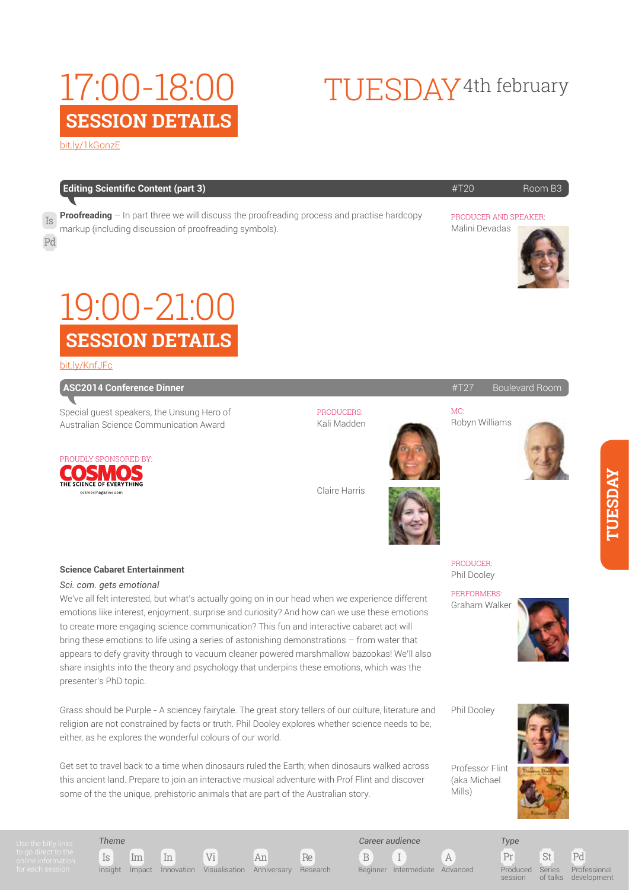# 17:00-18:00 SESSION DETAILS

# TUESDAY 4th february

bit.ly/1kGonzE

**Editing Scientific Content (part 3)** #T20 Room B3

Is Pd

**Proofreading** – In part three we will discuss the proofreading process and practise hardcopy markup (including discussion of proofreading symbols).

PRODUCER AND SPEAKER:
Malini Devadas

# 19:00-21:00 SESSION DETAILS

bit.ly/KnfJFc

**ASC2014 Conference Dinner** #T27 Boulevard Room

Special guest speakers, the Unsung Hero of Australian Science Communication Award

PROUDLY SPONSORED BY:
COSMOS THE SCIENCE OF EVERYTHING
cosmosmagazine.com

PRODUCERS:
Kali Madden

Claire Harris

MC:
Robyn Williams

**Science Cabaret Entertainment**

*Sci. com. gets emotional*

We've all felt interested, but what's actually going on in our head when we experience different emotions like interest, enjoyment, surprise and curiosity? And how can we use these emotions to create more engaging science communication? This fun and interactive cabaret act will bring these emotions to life using a series of astonishing demonstrations – from water that appears to defy gravity through to vacuum cleaner powered marshmallow bazookas! We'll also share insights into the theory and psychology that underpins these emotions, which was the presenter's PhD topic.

PRODUCER:
Phil Dooley

PERFORMERS:
Graham Walker

Grass should be Purple - A sciencey fairytale. The great story tellers of our culture, literature and religion are not constrained by facts or truth. Phil Dooley explores whether science needs to be, either, as he explores the wonderful colours of our world.

Phil Dooley

Get set to travel back to a time when dinosaurs ruled the Earth; when dinosaurs walked across this ancient land. Prepare to join an interactive musical adventure with Prof Flint and discover some of the the unique, prehistoric animals that are part of the Australian story.

Professor Flint (aka Michael Mills)

Use the bitly links to go direct to the online information for each session

*Theme*: Is Insight, Im Impact, In Innovation, Vi Visualisation, An Anniversary, Re Research

*Career audience*: B Beginner, I Intermediate, A Advanced

*Type*: Pr Produced session, St Series of talks, Pd Professional development